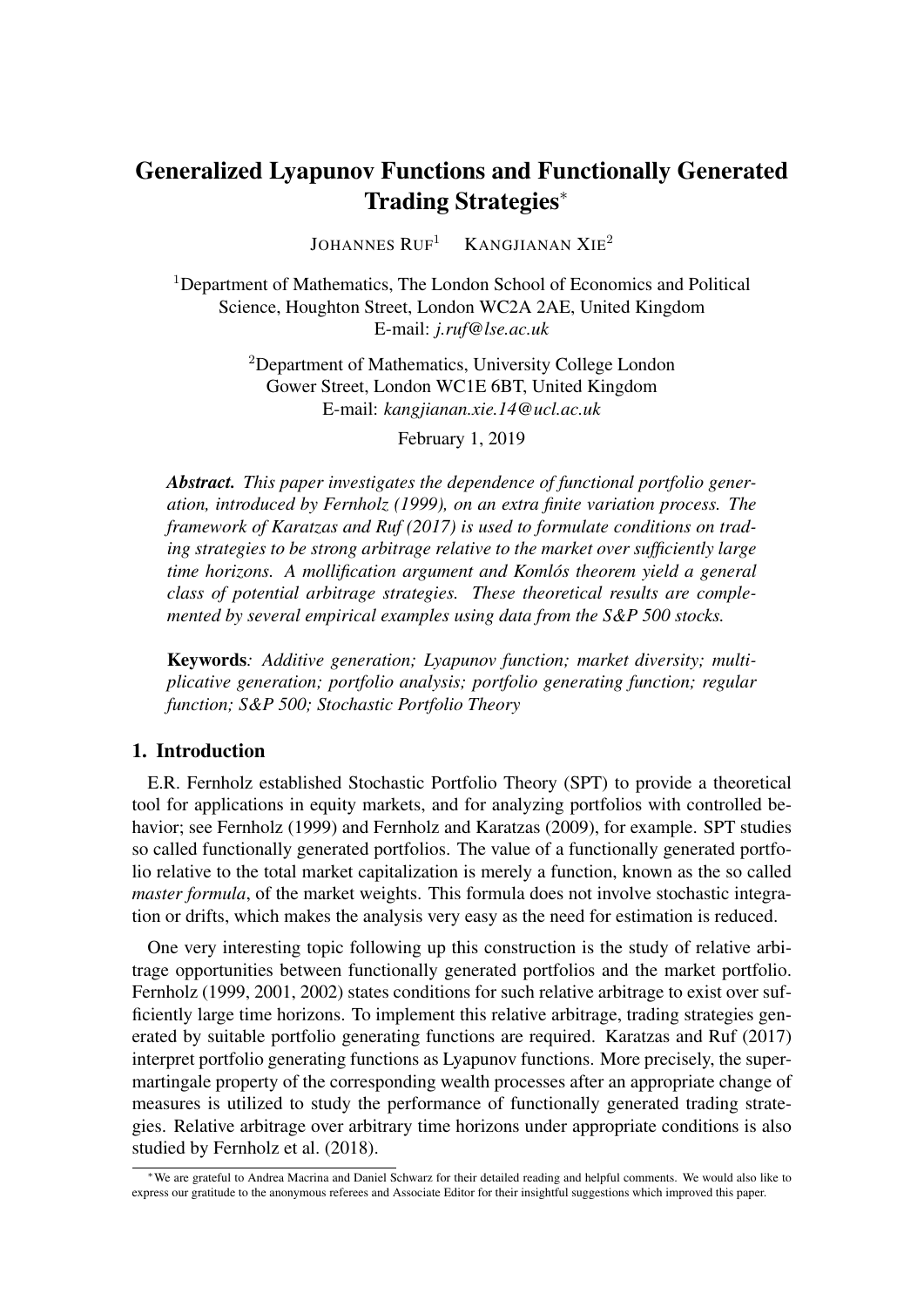# Generalized Lyapunov Functions and Functionally Generated Trading Strategies*

JOHANNES RUF[1] KANGJIANAN XIE[2]

[1]Department of Mathematics, The London School of Economics and Political Science, Houghton Street, London WC2A 2AE, United Kingdom
E-mail: *j.ruf@lse.ac.uk*

[2]Department of Mathematics, University College London
Gower Street, London WC1E 6BT, United Kingdom
E-mail: *kangjianan.xie.14@ucl.ac.uk*

February 1, 2019

***Abstract.*** *This paper investigates the dependence of functional portfolio generation, introduced by Fernholz (1999), on an extra finite variation process. The framework of Karatzas and Ruf (2017) is used to formulate conditions on trading strategies to be strong arbitrage relative to the market over sufficiently large time horizons. A mollification argument and Komlós theorem yield a general class of potential arbitrage strategies. These theoretical results are complemented by several empirical examples using data from the S&P 500 stocks.*

**Keywords***: Additive generation; Lyapunov function; market diversity; multiplicative generation; portfolio analysis; portfolio generating function; regular function; S&P 500; Stochastic Portfolio Theory*

## 1. Introduction

E.R. Fernholz established Stochastic Portfolio Theory (SPT) to provide a theoretical tool for applications in equity markets, and for analyzing portfolios with controlled behavior; see Fernholz (1999) and Fernholz and Karatzas (2009), for example. SPT studies so called functionally generated portfolios. The value of a functionally generated portfolio relative to the total market capitalization is merely a function, known as the so called *master formula*, of the market weights. This formula does not involve stochastic integration or drifts, which makes the analysis very easy as the need for estimation is reduced.

One very interesting topic following up this construction is the study of relative arbitrage opportunities between functionally generated portfolios and the market portfolio. Fernholz (1999, 2001, 2002) states conditions for such relative arbitrage to exist over sufficiently large time horizons. To implement this relative arbitrage, trading strategies generated by suitable portfolio generating functions are required. Karatzas and Ruf (2017) interpret portfolio generating functions as Lyapunov functions. More precisely, the supermartingale property of the corresponding wealth processes after an appropriate change of measures is utilized to study the performance of functionally generated trading strategies. Relative arbitrage over arbitrary time horizons under appropriate conditions is also studied by Fernholz et al. (2018).

*We are grateful to Andrea Macrina and Daniel Schwarz for their detailed reading and helpful comments. We would also like to express our gratitude to the anonymous referees and Associate Editor for their insightful suggestions which improved this paper.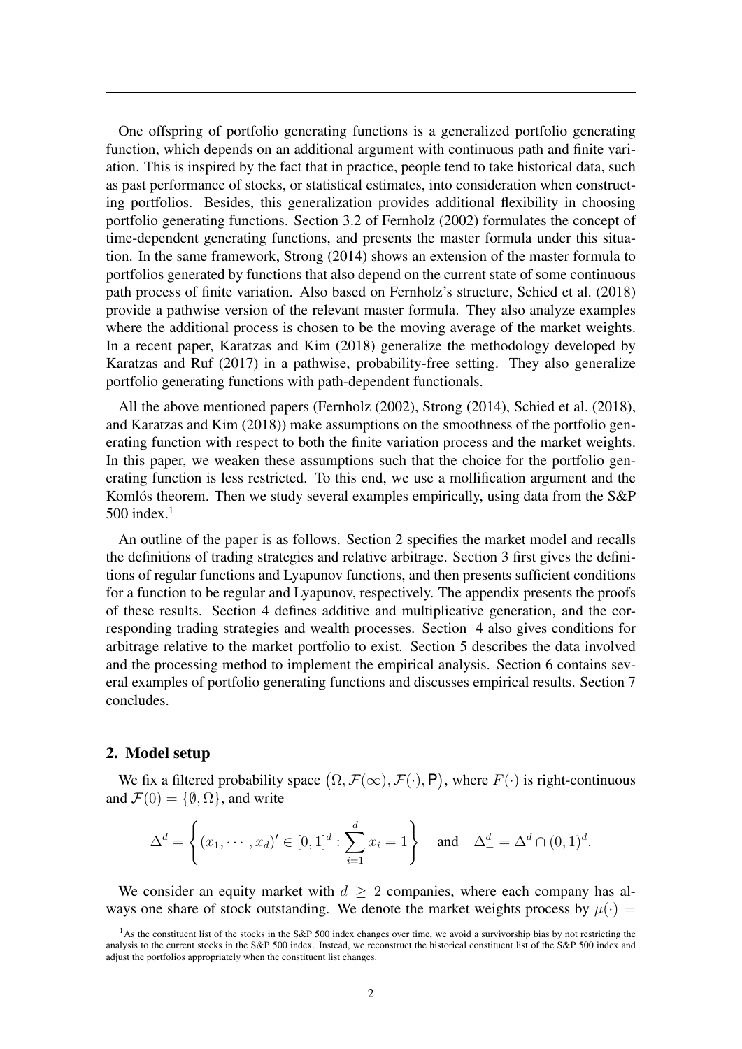One offspring of portfolio generating functions is a generalized portfolio generating function, which depends on an additional argument with continuous path and finite variation. This is inspired by the fact that in practice, people tend to take historical data, such as past performance of stocks, or statistical estimates, into consideration when constructing portfolios. Besides, this generalization provides additional flexibility in choosing portfolio generating functions. Section 3.2 of Fernholz (2002) formulates the concept of time-dependent generating functions, and presents the master formula under this situation. In the same framework, Strong (2014) shows an extension of the master formula to portfolios generated by functions that also depend on the current state of some continuous path process of finite variation. Also based on Fernholz's structure, Schied et al. (2018) provide a pathwise version of the relevant master formula. They also analyze examples where the additional process is chosen to be the moving average of the market weights. In a recent paper, Karatzas and Kim (2018) generalize the methodology developed by Karatzas and Ruf (2017) in a pathwise, probability-free setting. They also generalize portfolio generating functions with path-dependent functionals.

All the above mentioned papers (Fernholz (2002), Strong (2014), Schied et al. (2018), and Karatzas and Kim (2018)) make assumptions on the smoothness of the portfolio generating function with respect to both the finite variation process and the market weights. In this paper, we weaken these assumptions such that the choice for the portfolio generating function is less restricted. To this end, we use a mollification argument and the Komlós theorem. Then we study several examples empirically, using data from the S&P 500 index.[1]

An outline of the paper is as follows. Section 2 specifies the market model and recalls the definitions of trading strategies and relative arbitrage. Section 3 first gives the definitions of regular functions and Lyapunov functions, and then presents sufficient conditions for a function to be regular and Lyapunov, respectively. The appendix presents the proofs of these results. Section 4 defines additive and multiplicative generation, and the corresponding trading strategies and wealth processes. Section 4 also gives conditions for arbitrage relative to the market portfolio to exist. Section 5 describes the data involved and the processing method to implement the empirical analysis. Section 6 contains several examples of portfolio generating functions and discusses empirical results. Section 7 concludes.

## 2. Model setup

We fix a filtered probability space $\big(\Omega, \mathcal{F}(\infty), \mathcal{F}(\cdot), \mathsf{P}\big)$, where $F(\cdot)$ is right-continuous and $\mathcal{F}(0) = \{\emptyset, \Omega\}$, and write

$$\Delta^d = \left\{ (x_1, \cdots, x_d)' \in [0,1]^d : \sum_{i=1}^{d} x_i = 1 \right\} \quad \text{and} \quad \Delta^d_+ = \Delta^d \cap (0,1)^d.$$

We consider an equity market with $d \geq 2$ companies, where each company has always one share of stock outstanding. We denote the market weights process by $\mu(\cdot) =$

[1] As the constituent list of the stocks in the S&P 500 index changes over time, we avoid a survivorship bias by not restricting the analysis to the current stocks in the S&P 500 index. Instead, we reconstruct the historical constituent list of the S&P 500 index and adjust the portfolios appropriately when the constituent list changes.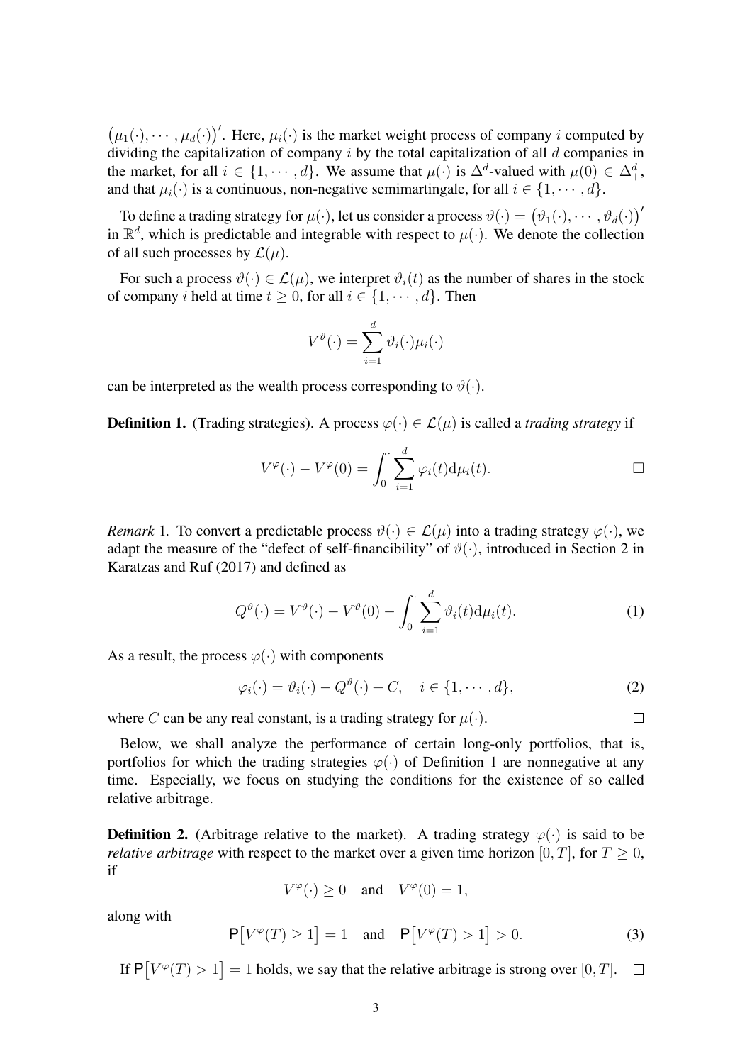$\big(\mu_1(\cdot), \cdots, \mu_d(\cdot)\big)'$. Here, $\mu_i(\cdot)$ is the market weight process of company $i$ computed by dividing the capitalization of company $i$ by the total capitalization of all $d$ companies in the market, for all $i \in \{1, \cdots, d\}$. We assume that $\mu(\cdot)$ is $\Delta^d$-valued with $\mu(0) \in \Delta^d_+$, and that $\mu_i(\cdot)$ is a continuous, non-negative semimartingale, for all $i \in \{1, \cdots, d\}$.

To define a trading strategy for $\mu(\cdot)$, let us consider a process $\vartheta(\cdot) = \big(\vartheta_1(\cdot), \cdots, \vartheta_d(\cdot)\big)'$ in $\mathbb{R}^d$, which is predictable and integrable with respect to $\mu(\cdot)$. We denote the collection of all such processes by $\mathcal{L}(\mu)$.

For such a process $\vartheta(\cdot) \in \mathcal{L}(\mu)$, we interpret $\vartheta_i(t)$ as the number of shares in the stock of company $i$ held at time $t \geq 0$, for all $i \in \{1, \cdots, d\}$. Then

$$V^\vartheta(\cdot) = \sum_{i=1}^{d} \vartheta_i(\cdot)\mu_i(\cdot)$$

can be interpreted as the wealth process corresponding to $\vartheta(\cdot)$.

**Definition 1.** (Trading strategies). A process $\varphi(\cdot) \in \mathcal{L}(\mu)$ is called a *trading strategy* if

$$V^\varphi(\cdot) - V^\varphi(0) = \int_0^\cdot \sum_{i=1}^{d} \varphi_i(t) \mathrm{d}\mu_i(t).$$

□

*Remark* 1. To convert a predictable process $\vartheta(\cdot) \in \mathcal{L}(\mu)$ into a trading strategy $\varphi(\cdot)$, we adapt the measure of the "defect of self-financibility" of $\vartheta(\cdot)$, introduced in Section 2 in Karatzas and Ruf (2017) and defined as

$$Q^\vartheta(\cdot) = V^\vartheta(\cdot) - V^\vartheta(0) - \int_0^\cdot \sum_{i=1}^{d} \vartheta_i(t) \mathrm{d}\mu_i(t). \tag{1}$$

As a result, the process $\varphi(\cdot)$ with components

$$\varphi_i(\cdot) = \vartheta_i(\cdot) - Q^\vartheta(\cdot) + C, \quad i \in \{1, \cdots, d\}, \tag{2}$$

where $C$ can be any real constant, is a trading strategy for $\mu(\cdot)$. □

Below, we shall analyze the performance of certain long-only portfolios, that is, portfolios for which the trading strategies $\varphi(\cdot)$ of Definition 1 are nonnegative at any time. Especially, we focus on studying the conditions for the existence of so called relative arbitrage.

**Definition 2.** (Arbitrage relative to the market). A trading strategy $\varphi(\cdot)$ is said to be *relative arbitrage* with respect to the market over a given time horizon $[0, T]$, for $T \geq 0$, if

$$V^\varphi(\cdot) \geq 0 \quad \text{and} \quad V^\varphi(0) = 1,$$

along with

$$\mathsf{P}\big[V^\varphi(T) \geq 1\big] = 1 \quad \text{and} \quad \mathsf{P}\big[V^\varphi(T) > 1\big] > 0. \tag{3}$$

If $\mathsf{P}\big[V^\varphi(T) > 1\big] = 1$ holds, we say that the relative arbitrage is strong over $[0, T]$. □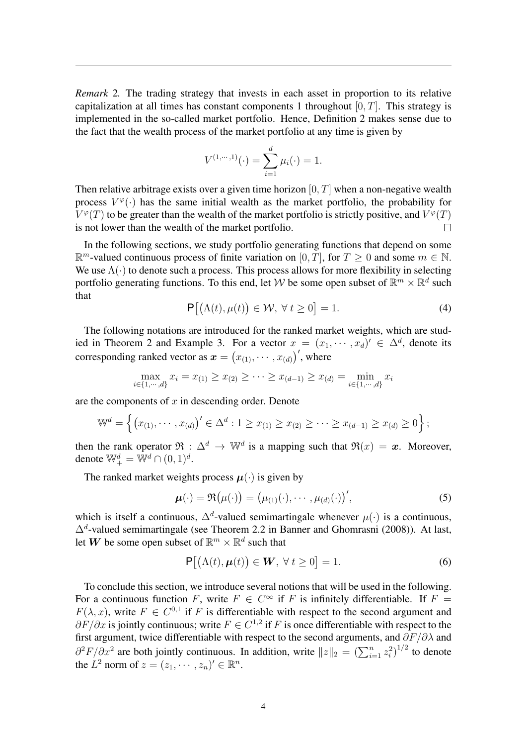*Remark* 2. The trading strategy that invests in each asset in proportion to its relative capitalization at all times has constant components 1 throughout $[0, T]$. This strategy is implemented in the so-called market portfolio. Hence, Definition 2 makes sense due to the fact that the wealth process of the market portfolio at any time is given by

$$V^{(1,\cdots,1)}(\cdot) = \sum_{i=1}^{d} \mu_i(\cdot) = 1.$$

Then relative arbitrage exists over a given time horizon $[0, T]$ when a non-negative wealth process $V^{\varphi}(\cdot)$ has the same initial wealth as the market portfolio, the probability for $V^{\varphi}(T)$ to be greater than the wealth of the market portfolio is strictly positive, and $V^{\varphi}(T)$ is not lower than the wealth of the market portfolio. $\square$

In the following sections, we study portfolio generating functions that depend on some $\mathbb{R}^m$-valued continuous process of finite variation on $[0, T]$, for $T \geq 0$ and some $m \in \mathbb{N}$. We use $\Lambda(\cdot)$ to denote such a process. This process allows for more flexibility in selecting portfolio generating functions. To this end, let $\mathcal{W}$ be some open subset of $\mathbb{R}^m \times \mathbb{R}^d$ such that

$$\mathsf{P}\big[\big(\Lambda(t), \mu(t)\big) \in \mathcal{W}, \ \forall\, t \geq 0\big] = 1. \tag{4}$$

The following notations are introduced for the ranked market weights, which are studied in Theorem 2 and Example 3. For a vector $x = (x_1, \cdots, x_d)' \in \Delta^d$, denote its corresponding ranked vector as $\boldsymbol{x} = \big(x_{(1)}, \cdots, x_{(d)}\big)'$, where

$$\max_{i \in \{1,\cdots,d\}} x_i = x_{(1)} \geq x_{(2)} \geq \cdots \geq x_{(d-1)} \geq x_{(d)} = \min_{i \in \{1,\cdots,d\}} x_i$$

are the components of $x$ in descending order. Denote

$$\mathbb{W}^d = \Big\{ \big(x_{(1)}, \cdots, x_{(d)}\big)' \in \Delta^d : 1 \geq x_{(1)} \geq x_{(2)} \geq \cdots \geq x_{(d-1)} \geq x_{(d)} \geq 0 \Big\};$$

then the rank operator $\mathfrak{R} : \Delta^d \to \mathbb{W}^d$ is a mapping such that $\mathfrak{R}(x) = \boldsymbol{x}$. Moreover, denote $\mathbb{W}^d_+ = \mathbb{W}^d \cap (0, 1)^d$.

The ranked market weights process $\boldsymbol{\mu}(\cdot)$ is given by

$$\boldsymbol{\mu}(\cdot) = \mathfrak{R}\big(\mu(\cdot)\big) = \big(\mu_{(1)}(\cdot), \cdots, \mu_{(d)}(\cdot)\big)', \tag{5}$$

which is itself a continuous, $\Delta^d$-valued semimartingale whenever $\mu(\cdot)$ is a continuous, $\Delta^d$-valued semimartingale (see Theorem 2.2 in Banner and Ghomrasni (2008)). At last, let $\boldsymbol{W}$ be some open subset of $\mathbb{R}^m \times \mathbb{R}^d$ such that

$$\mathsf{P}\big[\big(\Lambda(t), \boldsymbol{\mu}(t)\big) \in \boldsymbol{W}, \ \forall\, t \geq 0\big] = 1. \tag{6}$$

To conclude this section, we introduce several notions that will be used in the following. For a continuous function $F$, write $F \in C^\infty$ if $F$ is infinitely differentiable. If $F = F(\lambda, x)$, write $F \in C^{0,1}$ if $F$ is differentiable with respect to the second argument and $\partial F / \partial x$ is jointly continuous; write $F \in C^{1,2}$ if $F$ is once differentiable with respect to the first argument, twice differentiable with respect to the second arguments, and $\partial F / \partial \lambda$ and $\partial^2 F / \partial x^2$ are both jointly continuous. In addition, write $\|z\|_2 = \big(\sum_{i=1}^n z_i^2\big)^{1/2}$ to denote the $L^2$ norm of $z = (z_1, \cdots, z_n)' \in \mathbb{R}^n$.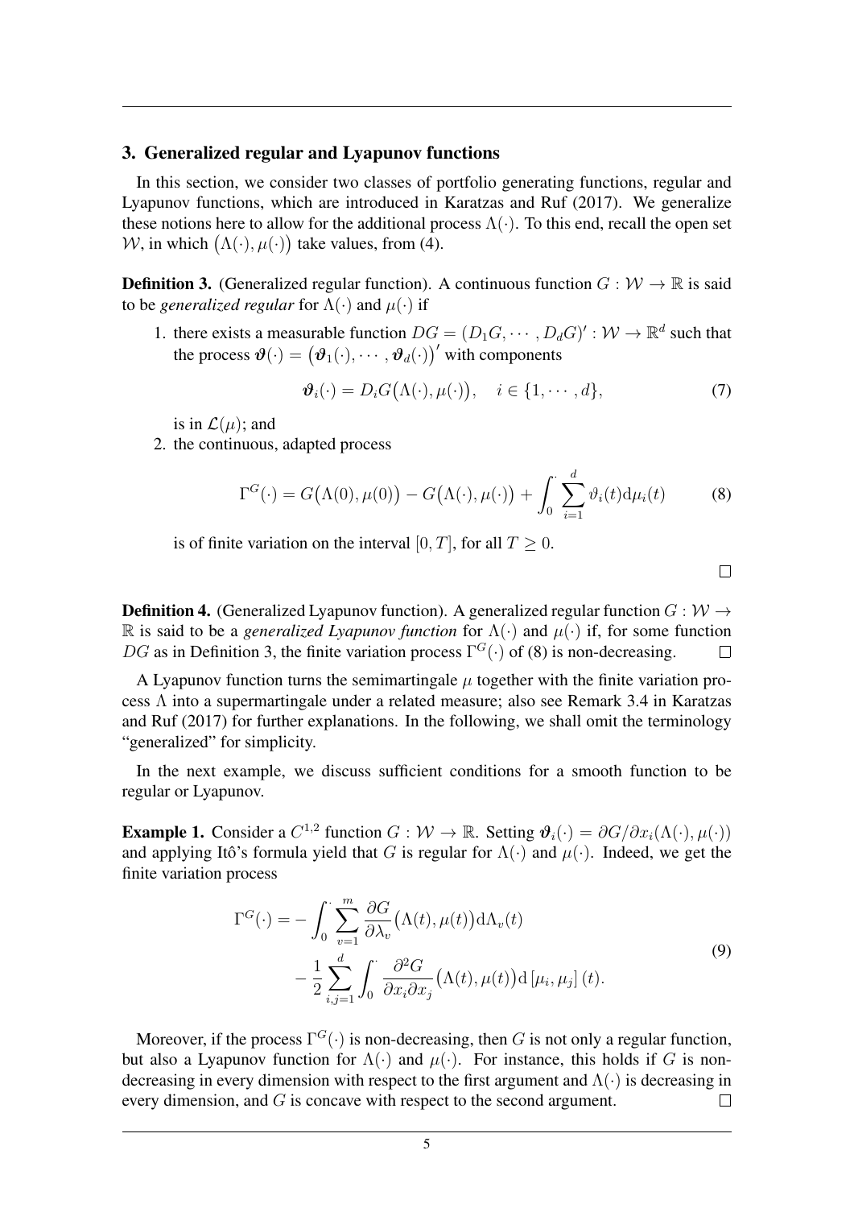## 3. Generalized regular and Lyapunov functions

In this section, we consider two classes of portfolio generating functions, regular and Lyapunov functions, which are introduced in Karatzas and Ruf (2017). We generalize these notions here to allow for the additional process $\Lambda(\cdot)$. To this end, recall the open set $\mathcal{W}$, in which $\big(\Lambda(\cdot), \mu(\cdot)\big)$ take values, from (4).

**Definition 3.** (Generalized regular function). A continuous function $G : \mathcal{W} \to \mathbb{R}$ is said to be *generalized regular* for $\Lambda(\cdot)$ and $\mu(\cdot)$ if

1. there exists a measurable function $DG = (D_1 G, \cdots, D_d G)' : \mathcal{W} \to \mathbb{R}^d$ such that the process $\boldsymbol{\vartheta}(\cdot) = \big(\boldsymbol{\vartheta}_1(\cdot), \cdots, \boldsymbol{\vartheta}_d(\cdot)\big)'$ with components

$$\boldsymbol{\vartheta}_i(\cdot) = D_i G\big(\Lambda(\cdot), \mu(\cdot)\big), \quad i \in \{1, \cdots, d\}, \tag{7}$$

   is in $\mathcal{L}(\mu)$; and
2. the continuous, adapted process

$$\Gamma^G(\cdot) = G\big(\Lambda(0), \mu(0)\big) - G\big(\Lambda(\cdot), \mu(\cdot)\big) + \int_0^{\cdot} \sum_{i=1}^{d} \vartheta_i(t) \mathrm{d}\mu_i(t) \tag{8}$$

   is of finite variation on the interval $[0, T]$, for all $T \geq 0$.

□

**Definition 4.** (Generalized Lyapunov function). A generalized regular function $G : \mathcal{W} \to \mathbb{R}$ is said to be a *generalized Lyapunov function* for $\Lambda(\cdot)$ and $\mu(\cdot)$ if, for some function $DG$ as in Definition 3, the finite variation process $\Gamma^G(\cdot)$ of (8) is non-decreasing. □

A Lyapunov function turns the semimartingale $\mu$ together with the finite variation process $\Lambda$ into a supermartingale under a related measure; also see Remark 3.4 in Karatzas and Ruf (2017) for further explanations. In the following, we shall omit the terminology "generalized" for simplicity.

In the next example, we discuss sufficient conditions for a smooth function to be regular or Lyapunov.

**Example 1.** Consider a $C^{1,2}$ function $G : \mathcal{W} \to \mathbb{R}$. Setting $\boldsymbol{\vartheta}_i(\cdot) = \partial G / \partial x_i(\Lambda(\cdot), \mu(\cdot))$ and applying Itô's formula yield that $G$ is regular for $\Lambda(\cdot)$ and $\mu(\cdot)$. Indeed, we get the finite variation process

$$\begin{aligned}
\Gamma^G(\cdot) = &- \int_0^{\cdot} \sum_{v=1}^{m} \frac{\partial G}{\partial \lambda_v}\big(\Lambda(t), \mu(t)\big) \mathrm{d}\Lambda_v(t) \\
&- \frac{1}{2} \sum_{i,j=1}^{d} \int_0^{\cdot} \frac{\partial^2 G}{\partial x_i \partial x_j}\big(\Lambda(t), \mu(t)\big) \mathrm{d}\left[\mu_i, \mu_j\right](t).
\end{aligned} \tag{9}$$

Moreover, if the process $\Gamma^G(\cdot)$ is non-decreasing, then $G$ is not only a regular function, but also a Lyapunov function for $\Lambda(\cdot)$ and $\mu(\cdot)$. For instance, this holds if $G$ is non-decreasing in every dimension with respect to the first argument and $\Lambda(\cdot)$ is decreasing in every dimension, and $G$ is concave with respect to the second argument. □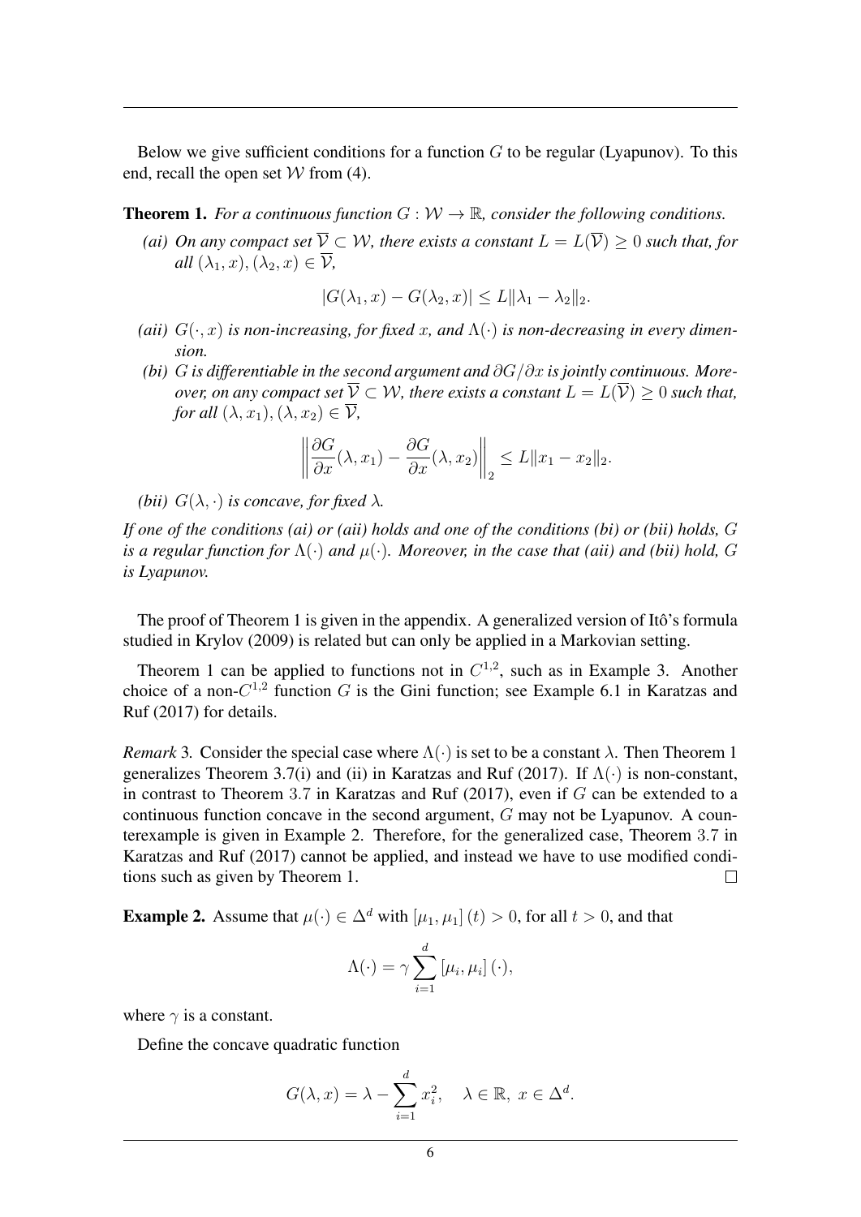Below we give sufficient conditions for a function $G$ to be regular (Lyapunov). To this end, recall the open set $\mathcal{W}$ from (4).

**Theorem 1.** *For a continuous function $G : \mathcal{W} \to \mathbb{R}$, consider the following conditions.*

- *(ai) On any compact set $\overline{\mathcal{V}} \subset \mathcal{W}$, there exists a constant $L = L(\overline{\mathcal{V}}) \geq 0$ such that, for all $(\lambda_1, x), (\lambda_2, x) \in \overline{\mathcal{V}}$,*

$$|G(\lambda_1, x) - G(\lambda_2, x)| \leq L\|\lambda_1 - \lambda_2\|_2.$$

- *(aii) $G(\cdot, x)$ is non-increasing, for fixed $x$, and $\Lambda(\cdot)$ is non-decreasing in every dimension.*
- *(bi) $G$ is differentiable in the second argument and $\partial G/\partial x$ is jointly continuous. Moreover, on any compact set $\overline{\mathcal{V}} \subset \mathcal{W}$, there exists a constant $L = L(\overline{\mathcal{V}}) \geq 0$ such that, for all $(\lambda, x_1), (\lambda, x_2) \in \overline{\mathcal{V}}$,*

$$\left\| \frac{\partial G}{\partial x}(\lambda, x_1) - \frac{\partial G}{\partial x}(\lambda, x_2) \right\|_2 \leq L\|x_1 - x_2\|_2.$$

- *(bii) $G(\lambda, \cdot)$ is concave, for fixed $\lambda$.*

*If one of the conditions (ai) or (aii) holds and one of the conditions (bi) or (bii) holds, $G$ is a regular function for $\Lambda(\cdot)$ and $\mu(\cdot)$. Moreover, in the case that (aii) and (bii) hold, $G$ is Lyapunov.*

The proof of Theorem 1 is given in the appendix. A generalized version of Itô's formula studied in Krylov (2009) is related but can only be applied in a Markovian setting.

Theorem 1 can be applied to functions not in $C^{1,2}$, such as in Example 3. Another choice of a non-$C^{1,2}$ function $G$ is the Gini function; see Example 6.1 in Karatzas and Ruf (2017) for details.

*Remark* 3*.* Consider the special case where $\Lambda(\cdot)$ is set to be a constant $\lambda$. Then Theorem 1 generalizes Theorem 3.7(i) and (ii) in Karatzas and Ruf (2017). If $\Lambda(\cdot)$ is non-constant, in contrast to Theorem 3.7 in Karatzas and Ruf (2017), even if $G$ can be extended to a continuous function concave in the second argument, $G$ may not be Lyapunov. A counterexample is given in Example 2. Therefore, for the generalized case, Theorem 3.7 in Karatzas and Ruf (2017) cannot be applied, and instead we have to use modified conditions such as given by Theorem 1. □

**Example 2.** Assume that $\mu(\cdot) \in \Delta^d$ with $[\mu_1, \mu_1](t) > 0$, for all $t > 0$, and that

$$\Lambda(\cdot) = \gamma \sum_{i=1}^{d} [\mu_i, \mu_i](\cdot),$$

where $\gamma$ is a constant.

Define the concave quadratic function

$$G(\lambda, x) = \lambda - \sum_{i=1}^{d} x_i^2, \quad \lambda \in \mathbb{R},\ x \in \Delta^d.$$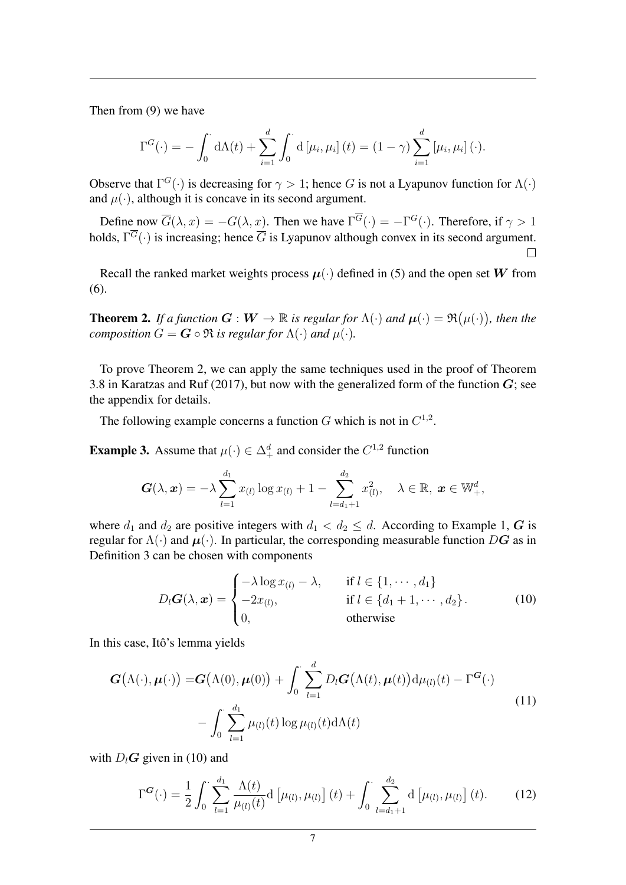Then from (9) we have

$$\Gamma^G(\cdot) = -\int_0^{\cdot} \mathrm{d}\Lambda(t) + \sum_{i=1}^{d} \int_0^{\cdot} \mathrm{d}\left[\mu_i, \mu_i\right](t) = (1-\gamma)\sum_{i=1}^{d} \left[\mu_i, \mu_i\right](\cdot).$$

Observe that $\Gamma^G(\cdot)$ is decreasing for $\gamma > 1$; hence $G$ is not a Lyapunov function for $\Lambda(\cdot)$ and $\mu(\cdot)$, although it is concave in its second argument.

Define now $\overline{G}(\lambda, x) = -G(\lambda, x)$. Then we have $\Gamma^{\overline{G}}(\cdot) = -\Gamma^G(\cdot)$. Therefore, if $\gamma > 1$ holds, $\Gamma^{\overline{G}}(\cdot)$ is increasing; hence $\overline{G}$ is Lyapunov although convex in its second argument. □

Recall the ranked market weights process $\boldsymbol{\mu}(\cdot)$ defined in (5) and the open set $\boldsymbol{W}$ from (6).

**Theorem 2.** *If a function $\boldsymbol{G} : \boldsymbol{W} \to \mathbb{R}$ is regular for $\Lambda(\cdot)$ and $\boldsymbol{\mu}(\cdot) = \mathfrak{R}\big(\mu(\cdot)\big)$, then the composition $G = \boldsymbol{G} \circ \mathfrak{R}$ is regular for $\Lambda(\cdot)$ and $\mu(\cdot)$.*

To prove Theorem 2, we can apply the same techniques used in the proof of Theorem 3.8 in Karatzas and Ruf (2017), but now with the generalized form of the function $\boldsymbol{G}$; see the appendix for details.

The following example concerns a function $G$ which is not in $C^{1,2}$.

**Example 3.** Assume that $\mu(\cdot) \in \Delta_+^d$ and consider the $C^{1,2}$ function

$$\boldsymbol{G}(\lambda, \boldsymbol{x}) = -\lambda \sum_{l=1}^{d_1} x_{(l)} \log x_{(l)} + 1 - \sum_{l=d_1+1}^{d_2} x_{(l)}^2, \quad \lambda \in \mathbb{R},\ \boldsymbol{x} \in \mathbb{W}_+^d,$$

where $d_1$ and $d_2$ are positive integers with $d_1 < d_2 \le d$. According to Example 1, $\boldsymbol{G}$ is regular for $\Lambda(\cdot)$ and $\boldsymbol{\mu}(\cdot)$. In particular, the corresponding measurable function $D\boldsymbol{G}$ as in Definition 3 can be chosen with components

$$D_l\boldsymbol{G}(\lambda, \boldsymbol{x}) = \begin{cases} -\lambda \log x_{(l)} - \lambda, & \text{if } l \in \{1, \cdots, d_1\} \\ -2x_{(l)}, & \text{if } l \in \{d_1+1, \cdots, d_2\}. \\ 0, & \text{otherwise} \end{cases} \tag{10}$$

In this case, Itô's lemma yields

$$\begin{aligned} \boldsymbol{G}\big(\Lambda(\cdot), \boldsymbol{\mu}(\cdot)\big) =& \boldsymbol{G}\big(\Lambda(0), \boldsymbol{\mu}(0)\big) + \int_0^{\cdot} \sum_{l=1}^{d} D_l\boldsymbol{G}\big(\Lambda(t), \boldsymbol{\mu}(t)\big) \mathrm{d}\mu_{(l)}(t) - \Gamma^{\boldsymbol{G}}(\cdot) \\ & - \int_0^{\cdot} \sum_{l=1}^{d_1} \mu_{(l)}(t) \log \mu_{(l)}(t) \mathrm{d}\Lambda(t) \end{aligned} \tag{11}$$

with $D_l\boldsymbol{G}$ given in (10) and

$$\Gamma^{\boldsymbol{G}}(\cdot) = \frac{1}{2} \int_0^{\cdot} \sum_{l=1}^{d_1} \frac{\Lambda(t)}{\mu_{(l)}(t)} \mathrm{d}\left[\mu_{(l)}, \mu_{(l)}\right](t) + \int_0^{\cdot} \sum_{l=d_1+1}^{d_2} \mathrm{d}\left[\mu_{(l)}, \mu_{(l)}\right](t). \tag{12}$$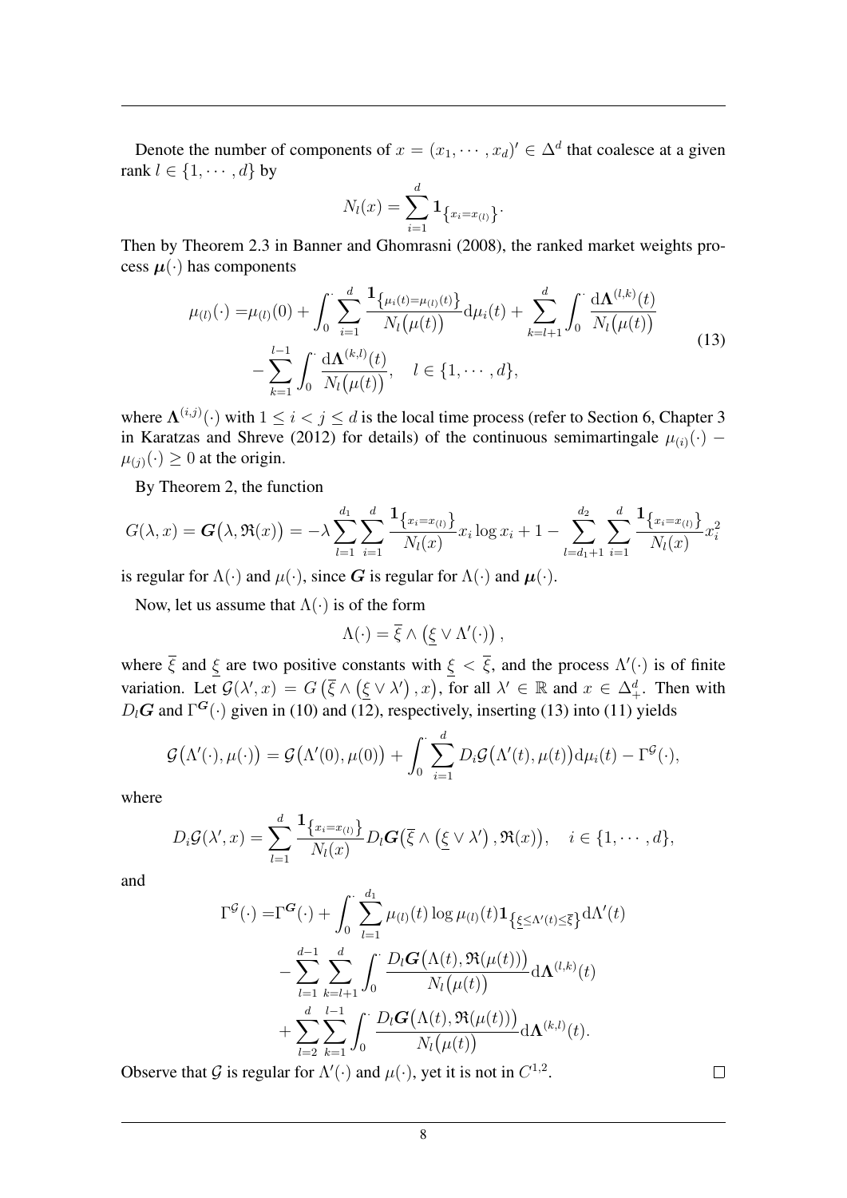Denote the number of components of $x = (x_1, \cdots, x_d)' \in \Delta^d$ that coalesce at a given rank $l \in \{1, \cdots, d\}$ by

$$
N_l(x) = \sum_{i=1}^{d} \mathbf{1}_{\{x_i = x_{(l)}\}}.
$$

Then by Theorem 2.3 in Banner and Ghomrasni (2008), the ranked market weights process $\boldsymbol{\mu}(\cdot)$ has components

$$
\begin{aligned}
\mu_{(l)}(\cdot) =& \mu_{(l)}(0) + \int_0^{\cdot} \sum_{i=1}^{d} \frac{\mathbf{1}_{\{\mu_i(t) = \mu_{(l)}(t)\}}}{N_l\big(\mu(t)\big)} \mathrm{d}\mu_i(t) + \sum_{k=l+1}^{d} \int_0^{\cdot} \frac{\mathrm{d}\boldsymbol{\Lambda}^{(l,k)}(t)}{N_l\big(\mu(t)\big)} \\
&- \sum_{k=1}^{l-1} \int_0^{\cdot} \frac{\mathrm{d}\boldsymbol{\Lambda}^{(k,l)}(t)}{N_l\big(\mu(t)\big)}, \quad l \in \{1, \cdots, d\},
\end{aligned} \tag{13}
$$

where $\boldsymbol{\Lambda}^{(i,j)}(\cdot)$ with $1 \leq i < j \leq d$ is the local time process (refer to Section 6, Chapter 3 in Karatzas and Shreve (2012) for details) of the continuous semimartingale $\mu_{(i)}(\cdot) - \mu_{(j)}(\cdot) \geq 0$ at the origin.

By Theorem 2, the function

$$
G(\lambda, x) = \boldsymbol{G}\big(\lambda, \mathfrak{R}(x)\big) = -\lambda \sum_{l=1}^{d_1} \sum_{i=1}^{d} \frac{\mathbf{1}_{\{x_i = x_{(l)}\}}}{N_l(x)} x_i \log x_i + 1 - \sum_{l=d_1+1}^{d_2} \sum_{i=1}^{d} \frac{\mathbf{1}_{\{x_i = x_{(l)}\}}}{N_l(x)} x_i^2
$$

is regular for $\Lambda(\cdot)$ and $\mu(\cdot)$, since $\boldsymbol{G}$ is regular for $\Lambda(\cdot)$ and $\boldsymbol{\mu}(\cdot)$.

Now, let us assume that $\Lambda(\cdot)$ is of the form

$$
\Lambda(\cdot) = \overline{\xi} \wedge \big(\underline{\xi} \vee \Lambda'(\cdot)\big),
$$

where $\overline{\xi}$ and $\underline{\xi}$ are two positive constants with $\underline{\xi} < \overline{\xi}$, and the process $\Lambda'(\cdot)$ is of finite variation. Let $\mathcal{G}(\lambda', x) = G\big(\overline{\xi} \wedge \big(\underline{\xi} \vee \lambda'\big), x\big)$, for all $\lambda' \in \mathbb{R}$ and $x \in \Delta_+^d$. Then with $D_l\boldsymbol{G}$ and $\Gamma^{\boldsymbol{G}}(\cdot)$ given in (10) and (12), respectively, inserting (13) into (11) yields

$$
\mathcal{G}\big(\Lambda'(\cdot), \mu(\cdot)\big) = \mathcal{G}\big(\Lambda'(0), \mu(0)\big) + \int_0^{\cdot} \sum_{i=1}^{d} D_i\mathcal{G}\big(\Lambda'(t), \mu(t)\big) \mathrm{d}\mu_i(t) - \Gamma^{\mathcal{G}}(\cdot),
$$

where

$$
D_i\mathcal{G}(\lambda', x) = \sum_{l=1}^{d} \frac{\mathbf{1}_{\{x_i = x_{(l)}\}}}{N_l(x)} D_l\boldsymbol{G}\big(\overline{\xi} \wedge \big(\underline{\xi} \vee \lambda'\big), \mathfrak{R}(x)\big), \quad i \in \{1, \cdots, d\},
$$

and

$$
\begin{aligned}
\Gamma^{\mathcal{G}}(\cdot) =& \Gamma^{\boldsymbol{G}}(\cdot) + \int_0^{\cdot} \sum_{l=1}^{d_1} \mu_{(l)}(t) \log \mu_{(l)}(t) \mathbf{1}_{\{\underline{\xi} \leq \Lambda'(t) \leq \overline{\xi}\}} \mathrm{d}\Lambda'(t) \\
&- \sum_{l=1}^{d-1} \sum_{k=l+1}^{d} \int_0^{\cdot} \frac{D_l\boldsymbol{G}\big(\Lambda(t), \mathfrak{R}(\mu(t))\big)}{N_l\big(\mu(t)\big)} \mathrm{d}\boldsymbol{\Lambda}^{(l,k)}(t) \\
&+ \sum_{l=2}^{d} \sum_{k=1}^{l-1} \int_0^{\cdot} \frac{D_l\boldsymbol{G}\big(\Lambda(t), \mathfrak{R}(\mu(t))\big)}{N_l\big(\mu(t)\big)} \mathrm{d}\boldsymbol{\Lambda}^{(k,l)}(t).
\end{aligned}
$$

Observe that $\mathcal{G}$ is regular for $\Lambda'(\cdot)$ and $\mu(\cdot)$, yet it is not in $C^{1,2}$. $\square$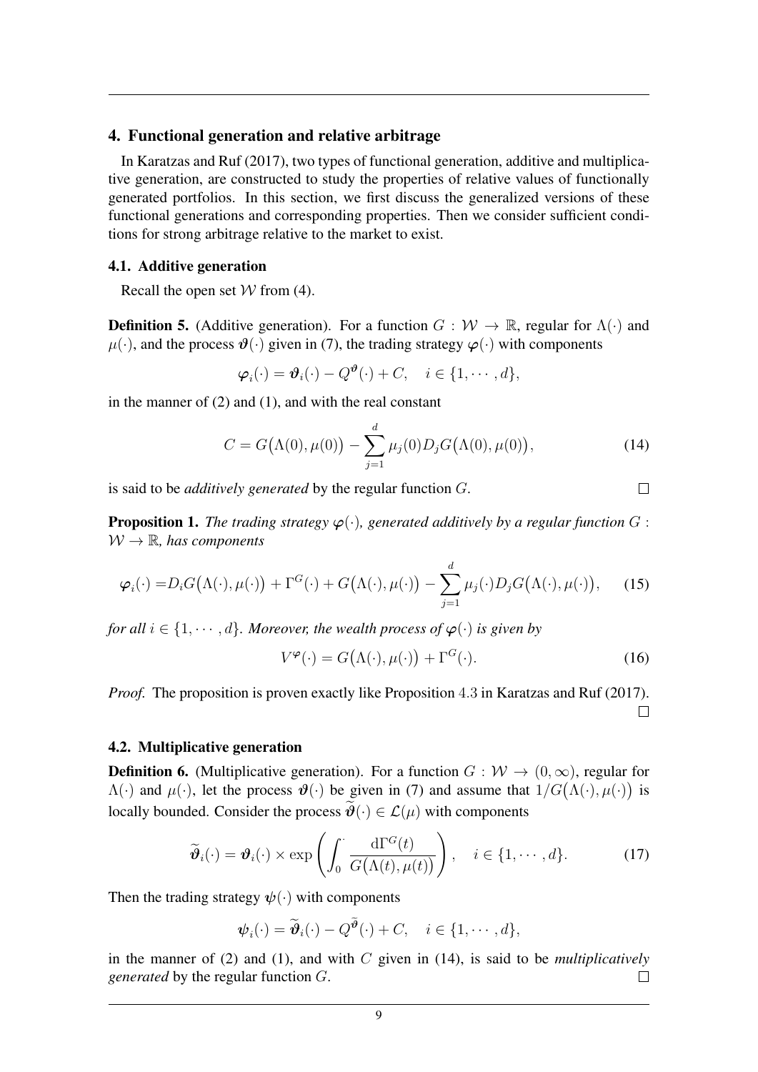## 4. Functional generation and relative arbitrage

In Karatzas and Ruf (2017), two types of functional generation, additive and multiplicative generation, are constructed to study the properties of relative values of functionally generated portfolios. In this section, we first discuss the generalized versions of these functional generations and corresponding properties. Then we consider sufficient conditions for strong arbitrage relative to the market to exist.

### 4.1. Additive generation

Recall the open set $\mathcal{W}$ from (4).

**Definition 5.** (Additive generation). For a function $G : \mathcal{W} \to \mathbb{R}$, regular for $\Lambda(\cdot)$ and $\mu(\cdot)$, and the process $\boldsymbol{\vartheta}(\cdot)$ given in (7), the trading strategy $\boldsymbol{\varphi}(\cdot)$ with components

$$\boldsymbol{\varphi}_i(\cdot) = \boldsymbol{\vartheta}_i(\cdot) - Q^{\boldsymbol{\vartheta}}(\cdot) + C, \quad i \in \{1, \cdots, d\},$$

in the manner of (2) and (1), and with the real constant

$$C = G\big(\Lambda(0), \mu(0)\big) - \sum_{j=1}^{d} \mu_j(0) D_j G\big(\Lambda(0), \mu(0)\big), \tag{14}$$

is said to be *additively generated* by the regular function $G$. □

**Proposition 1.** *The trading strategy $\boldsymbol{\varphi}(\cdot)$, generated additively by a regular function $G : \mathcal{W} \to \mathbb{R}$, has components*

$$\boldsymbol{\varphi}_i(\cdot) = D_i G\big(\Lambda(\cdot), \mu(\cdot)\big) + \Gamma^G(\cdot) + G\big(\Lambda(\cdot), \mu(\cdot)\big) - \sum_{j=1}^{d} \mu_j(\cdot) D_j G\big(\Lambda(\cdot), \mu(\cdot)\big), \tag{15}$$

*for all $i \in \{1, \cdots, d\}$. Moreover, the wealth process of $\boldsymbol{\varphi}(\cdot)$ is given by*

$$V^{\boldsymbol{\varphi}}(\cdot) = G\big(\Lambda(\cdot), \mu(\cdot)\big) + \Gamma^G(\cdot). \tag{16}$$

*Proof.* The proposition is proven exactly like Proposition 4.3 in Karatzas and Ruf (2017). □

### 4.2. Multiplicative generation

**Definition 6.** (Multiplicative generation). For a function $G : \mathcal{W} \to (0, \infty)$, regular for $\Lambda(\cdot)$ and $\mu(\cdot)$, let the process $\boldsymbol{\vartheta}(\cdot)$ be given in (7) and assume that $1/G\big(\Lambda(\cdot), \mu(\cdot)\big)$ is locally bounded. Consider the process $\widetilde{\boldsymbol{\vartheta}}(\cdot) \in \mathcal{L}(\mu)$ with components

$$\widetilde{\boldsymbol{\vartheta}}_i(\cdot) = \boldsymbol{\vartheta}_i(\cdot) \times \exp\left( \int_0^{\cdot} \frac{\mathrm{d}\Gamma^G(t)}{G\big(\Lambda(t), \mu(t)\big)} \right), \quad i \in \{1, \cdots, d\}. \tag{17}$$

Then the trading strategy $\boldsymbol{\psi}(\cdot)$ with components

$$\boldsymbol{\psi}_i(\cdot) = \widetilde{\boldsymbol{\vartheta}}_i(\cdot) - Q^{\widetilde{\boldsymbol{\vartheta}}}(\cdot) + C, \quad i \in \{1, \cdots, d\},$$

in the manner of (2) and (1), and with $C$ given in (14), is said to be *multiplicatively generated* by the regular function $G$. □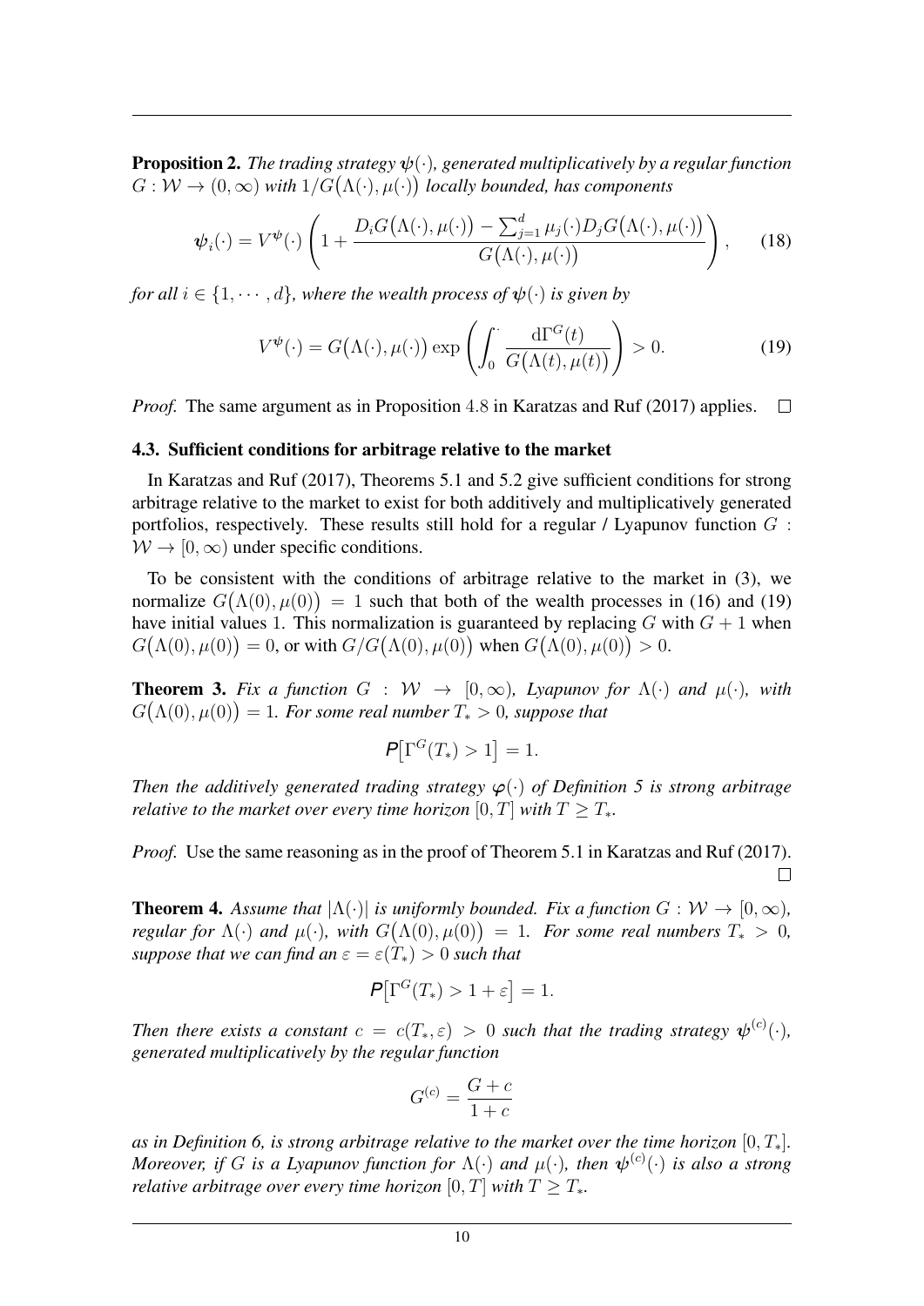**Proposition 2.** *The trading strategy $\boldsymbol{\psi}(\cdot)$, generated multiplicatively by a regular function $G : \mathcal{W} \to (0, \infty)$ with $1/G\big(\Lambda(\cdot), \mu(\cdot)\big)$ locally bounded, has components*

$$\boldsymbol{\psi}_i(\cdot) = V^{\boldsymbol{\psi}}(\cdot) \left( 1 + \frac{D_i G\big(\Lambda(\cdot), \mu(\cdot)\big) - \sum_{j=1}^{d} \mu_j(\cdot) D_j G\big(\Lambda(\cdot), \mu(\cdot)\big)}{G\big(\Lambda(\cdot), \mu(\cdot)\big)} \right), \tag{18}$$

*for all $i \in \{1, \cdots, d\}$, where the wealth process of $\boldsymbol{\psi}(\cdot)$ is given by*

$$V^{\boldsymbol{\psi}}(\cdot) = G\big(\Lambda(\cdot), \mu(\cdot)\big) \exp\left( \int_0^{\cdot} \frac{\mathrm{d}\Gamma^G(t)}{G\big(\Lambda(t), \mu(t)\big)} \right) > 0. \tag{19}$$

*Proof.* The same argument as in Proposition 4.8 in Karatzas and Ruf (2017) applies. $\square$

### 4.3. Sufficient conditions for arbitrage relative to the market

In Karatzas and Ruf (2017), Theorems 5.1 and 5.2 give sufficient conditions for strong arbitrage relative to the market to exist for both additively and multiplicatively generated portfolios, respectively. These results still hold for a regular / Lyapunov function $G : \mathcal{W} \to [0, \infty)$ under specific conditions.

To be consistent with the conditions of arbitrage relative to the market in (3), we normalize $G\big(\Lambda(0), \mu(0)\big) = 1$ such that both of the wealth processes in (16) and (19) have initial values 1. This normalization is guaranteed by replacing $G$ with $G + 1$ when $G\big(\Lambda(0), \mu(0)\big) = 0$, or with $G/G\big(\Lambda(0), \mu(0)\big)$ when $G\big(\Lambda(0), \mu(0)\big) > 0$.

**Theorem 3.** *Fix a function $G : \mathcal{W} \to [0, \infty)$, Lyapunov for $\Lambda(\cdot)$ and $\mu(\cdot)$, with $G\big(\Lambda(0), \mu(0)\big) = 1$. For some real number $T_* > 0$, suppose that*

$$\mathsf{P}\big[\Gamma^G(T_*) > 1\big] = 1.$$

*Then the additively generated trading strategy $\boldsymbol{\varphi}(\cdot)$ of Definition 5 is strong arbitrage relative to the market over every time horizon $[0, T]$ with $T \geq T_*$.*

*Proof.* Use the same reasoning as in the proof of Theorem 5.1 in Karatzas and Ruf (2017). $\square$

**Theorem 4.** *Assume that $|\Lambda(\cdot)|$ is uniformly bounded. Fix a function $G : \mathcal{W} \to [0, \infty)$, regular for $\Lambda(\cdot)$ and $\mu(\cdot)$, with $G\big(\Lambda(0), \mu(0)\big) = 1$. For some real numbers $T_* > 0$, suppose that we can find an $\varepsilon = \varepsilon(T_*) > 0$ such that*

$$\mathsf{P}\big[\Gamma^G(T_*) > 1 + \varepsilon\big] = 1.$$

*Then there exists a constant $c = c(T_*, \varepsilon) > 0$ such that the trading strategy $\boldsymbol{\psi}^{(c)}(\cdot)$, generated multiplicatively by the regular function*

$$G^{(c)} = \frac{G + c}{1 + c}$$

*as in Definition 6, is strong arbitrage relative to the market over the time horizon $[0, T_*]$. Moreover, if $G$ is a Lyapunov function for $\Lambda(\cdot)$ and $\mu(\cdot)$, then $\boldsymbol{\psi}^{(c)}(\cdot)$ is also a strong relative arbitrage over every time horizon $[0, T]$ with $T \geq T_*$.*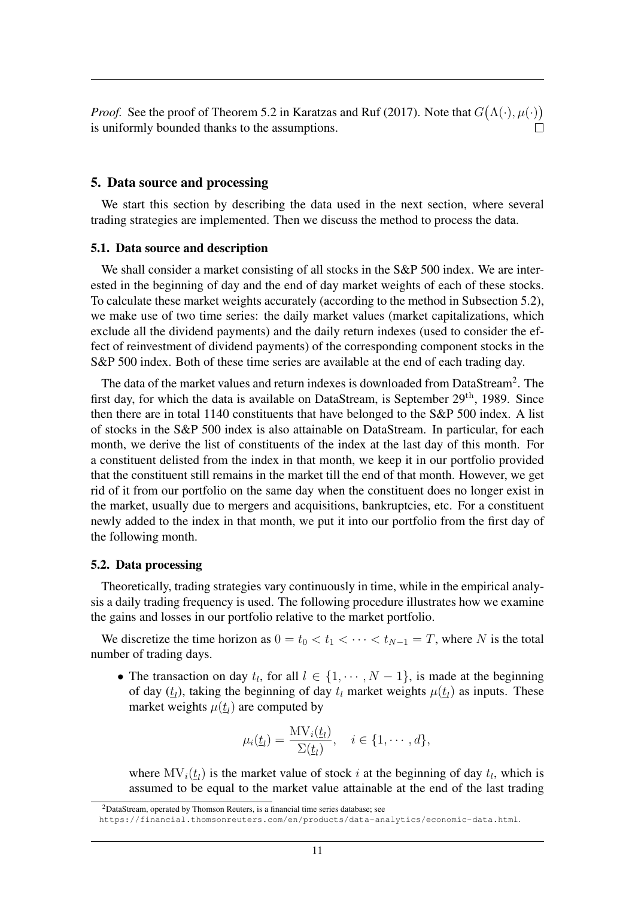*Proof.* See the proof of Theorem 5.2 in Karatzas and Ruf (2017). Note that $G\big(\Lambda(\cdot), \mu(\cdot)\big)$ is uniformly bounded thanks to the assumptions. □

## 5. Data source and processing

We start this section by describing the data used in the next section, where several trading strategies are implemented. Then we discuss the method to process the data.

### 5.1. Data source and description

We shall consider a market consisting of all stocks in the S&P 500 index. We are interested in the beginning of day and the end of day market weights of each of these stocks. To calculate these market weights accurately (according to the method in Subsection 5.2), we make use of two time series: the daily market values (market capitalizations, which exclude all the dividend payments) and the daily return indexes (used to consider the effect of reinvestment of dividend payments) of the corresponding component stocks in the S&P 500 index. Both of these time series are available at the end of each trading day.

The data of the market values and return indexes is downloaded from DataStream[2]. The first day, for which the data is available on DataStream, is September 29$^{\text{th}}$, 1989. Since then there are in total 1140 constituents that have belonged to the S&P 500 index. A list of stocks in the S&P 500 index is also attainable on DataStream. In particular, for each month, we derive the list of constituents of the index at the last day of this month. For a constituent delisted from the index in that month, we keep it in our portfolio provided that the constituent still remains in the market till the end of that month. However, we get rid of it from our portfolio on the same day when the constituent does no longer exist in the market, usually due to mergers and acquisitions, bankruptcies, etc. For a constituent newly added to the index in that month, we put it into our portfolio from the first day of the following month.

### 5.2. Data processing

Theoretically, trading strategies vary continuously in time, while in the empirical analysis a daily trading frequency is used. The following procedure illustrates how we examine the gains and losses in our portfolio relative to the market portfolio.

We discretize the time horizon as $0 = t_0 < t_1 < \cdots < t_{N-1} = T$, where $N$ is the total number of trading days.

- The transaction on day $t_l$, for all $l \in \{1, \cdots, N-1\}$, is made at the beginning of day ($\underline{t_l}$), taking the beginning of day $t_l$ market weights $\mu(\underline{t_l})$ as inputs. These market weights $\mu(\underline{t_l})$ are computed by

$$\mu_i(\underline{t_l}) = \frac{\mathrm{MV}_i(\underline{t_l})}{\Sigma(\underline{t_l})}, \quad i \in \{1, \cdots, d\},$$

  where $\mathrm{MV}_i(\underline{t_l})$ is the market value of stock $i$ at the beginning of day $t_l$, which is assumed to be equal to the market value attainable at the end of the last trading

[2]DataStream, operated by Thomson Reuters, is a financial time series database; see https://financial.thomsonreuters.com/en/products/data-analytics/economic-data.html.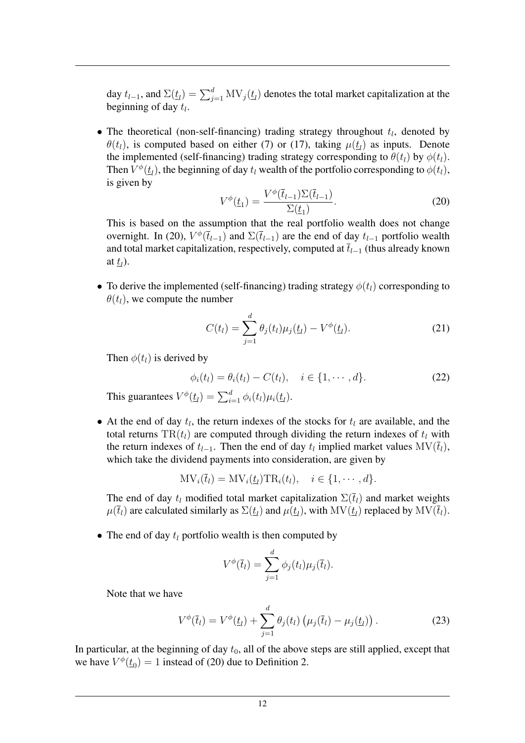day $t_{l-1}$, and $\Sigma(\underline{t}_l) = \sum_{j=1}^{d} \mathrm{MV}_j(\underline{t}_l)$ denotes the total market capitalization at the beginning of day $t_l$.

- The theoretical (non-self-financing) trading strategy throughout $t_l$, denoted by $\theta(t_l)$, is computed based on either (7) or (17), taking $\mu(\underline{t}_l)$ as inputs. Denote the implemented (self-financing) trading strategy corresponding to $\theta(t_l)$ by $\phi(t_l)$. Then $V^\phi(\underline{t}_l)$, the beginning of day $t_l$ wealth of the portfolio corresponding to $\phi(t_l)$, is given by

$$V^\phi(\underline{t}_1) = \frac{V^\phi(\bar{t}_{l-1})\Sigma(\bar{t}_{l-1})}{\Sigma(\underline{t}_1)}. \tag{20}$$

  This is based on the assumption that the real portfolio wealth does not change overnight. In (20), $V^\phi(\bar{t}_{l-1})$ and $\Sigma(\bar{t}_{l-1})$ are the end of day $t_{l-1}$ portfolio wealth and total market capitalization, respectively, computed at $\bar{t}_{l-1}$ (thus already known at $\underline{t}_l$).

- To derive the implemented (self-financing) trading strategy $\phi(t_l)$ corresponding to $\theta(t_l)$, we compute the number

$$C(t_l) = \sum_{j=1}^{d} \theta_j(t_l)\mu_j(\underline{t}_l) - V^\phi(\underline{t}_l). \tag{21}$$

  Then $\phi(t_l)$ is derived by

$$\phi_i(t_l) = \theta_i(t_l) - C(t_l), \quad i \in \{1, \cdots, d\}. \tag{22}$$

  This guarantees $V^\phi(\underline{t}_l) = \sum_{i=1}^{d} \phi_i(t_l)\mu_i(\underline{t}_l)$.

- At the end of day $t_l$, the return indexes of the stocks for $t_l$ are available, and the total returns $\mathrm{TR}(t_l)$ are computed through dividing the return indexes of $t_l$ with the return indexes of $t_{l-1}$. Then the end of day $t_l$ implied market values $\mathrm{MV}(\bar{t}_l)$, which take the dividend payments into consideration, are given by

$$\mathrm{MV}_i(\bar{t}_l) = \mathrm{MV}_i(\underline{t}_l)\mathrm{TR}_i(t_l), \quad i \in \{1, \cdots, d\}.$$

  The end of day $t_l$ modified total market capitalization $\Sigma(\bar{t}_l)$ and market weights $\mu(\bar{t}_l)$ are calculated similarly as $\Sigma(\underline{t}_l)$ and $\mu(\underline{t}_l)$, with $\mathrm{MV}(\underline{t}_l)$ replaced by $\mathrm{MV}(\bar{t}_l)$.

- The end of day $t_l$ portfolio wealth is then computed by

$$V^\phi(\bar{t}_l) = \sum_{j=1}^{d} \phi_j(t_l)\mu_j(\bar{t}_l).$$

  Note that we have

$$V^\phi(\bar{t}_l) = V^\phi(\underline{t}_l) + \sum_{j=1}^{d} \theta_j(t_l)\left(\mu_j(\bar{t}_l) - \mu_j(\underline{t}_l)\right). \tag{23}$$

In particular, at the beginning of day $t_0$, all of the above steps are still applied, except that we have $V^\phi(\underline{t}_0) = 1$ instead of (20) due to Definition 2.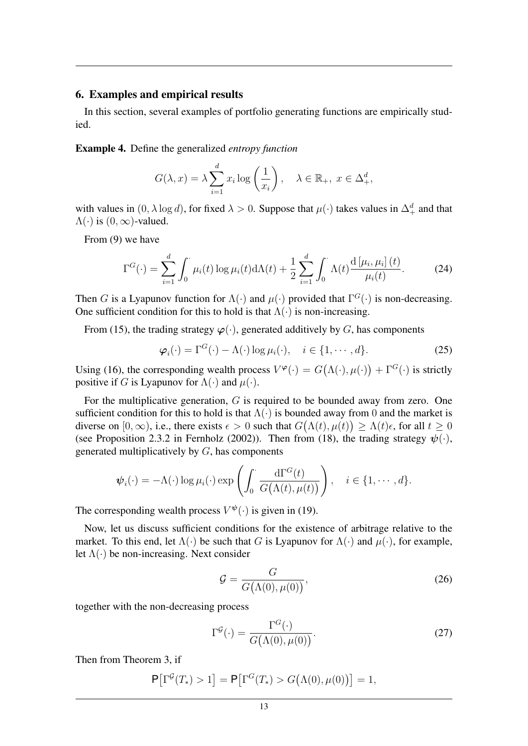## 6. Examples and empirical results

In this section, several examples of portfolio generating functions are empirically studied.

**Example 4.** Define the generalized *entropy function*

$$G(\lambda, x) = \lambda \sum_{i=1}^{d} x_i \log\left(\frac{1}{x_i}\right), \quad \lambda \in \mathbb{R}_+,\ x \in \Delta_+^d,$$

with values in $(0, \lambda \log d)$, for fixed $\lambda > 0$. Suppose that $\mu(\cdot)$ takes values in $\Delta_+^d$ and that $\Lambda(\cdot)$ is $(0, \infty)$-valued.

From (9) we have

$$\Gamma^G(\cdot) = \sum_{i=1}^{d} \int_0^{\cdot} \mu_i(t) \log \mu_i(t) \mathrm{d}\Lambda(t) + \frac{1}{2} \sum_{i=1}^{d} \int_0^{\cdot} \Lambda(t) \frac{\mathrm{d}\left[\mu_i, \mu_i\right](t)}{\mu_i(t)}. \tag{24}$$

Then $G$ is a Lyapunov function for $\Lambda(\cdot)$ and $\mu(\cdot)$ provided that $\Gamma^G(\cdot)$ is non-decreasing. One sufficient condition for this to hold is that $\Lambda(\cdot)$ is non-increasing.

From (15), the trading strategy $\boldsymbol{\varphi}(\cdot)$, generated additively by $G$, has components

$$\boldsymbol{\varphi}_i(\cdot) = \Gamma^G(\cdot) - \Lambda(\cdot) \log \mu_i(\cdot), \quad i \in \{1, \cdots, d\}. \tag{25}$$

Using (16), the corresponding wealth process $V^{\boldsymbol{\varphi}}(\cdot) = G\big(\Lambda(\cdot), \mu(\cdot)\big) + \Gamma^G(\cdot)$ is strictly positive if $G$ is Lyapunov for $\Lambda(\cdot)$ and $\mu(\cdot)$.

For the multiplicative generation, $G$ is required to be bounded away from zero. One sufficient condition for this to hold is that $\Lambda(\cdot)$ is bounded away from 0 and the market is diverse on $[0, \infty)$, i.e., there exists $\epsilon > 0$ such that $G\big(\Lambda(t), \mu(t)\big) \geq \Lambda(t)\epsilon$, for all $t \geq 0$ (see Proposition 2.3.2 in Fernholz (2002)). Then from (18), the trading strategy $\boldsymbol{\psi}(\cdot)$, generated multiplicatively by $G$, has components

$$\boldsymbol{\psi}_i(\cdot) = -\Lambda(\cdot) \log \mu_i(\cdot) \exp\left(\int_0^{\cdot} \frac{\mathrm{d}\Gamma^G(t)}{G\big(\Lambda(t), \mu(t)\big)}\right), \quad i \in \{1, \cdots, d\}.$$

The corresponding wealth process $V^{\boldsymbol{\psi}}(\cdot)$ is given in (19).

Now, let us discuss sufficient conditions for the existence of arbitrage relative to the market. To this end, let $\Lambda(\cdot)$ be such that $G$ is Lyapunov for $\Lambda(\cdot)$ and $\mu(\cdot)$, for example, let $\Lambda(\cdot)$ be non-increasing. Next consider

$$\mathcal{G} = \frac{G}{G\big(\Lambda(0), \mu(0)\big)}, \tag{26}$$

together with the non-decreasing process

$$\Gamma^{\mathcal{G}}(\cdot) = \frac{\Gamma^G(\cdot)}{G\big(\Lambda(0), \mu(0)\big)}. \tag{27}$$

Then from Theorem 3, if

$$\mathsf{P}\big[\Gamma^{\mathcal{G}}(T_*) > 1\big] = \mathsf{P}\big[\Gamma^G(T_*) > G\big(\Lambda(0), \mu(0)\big)\big] = 1,$$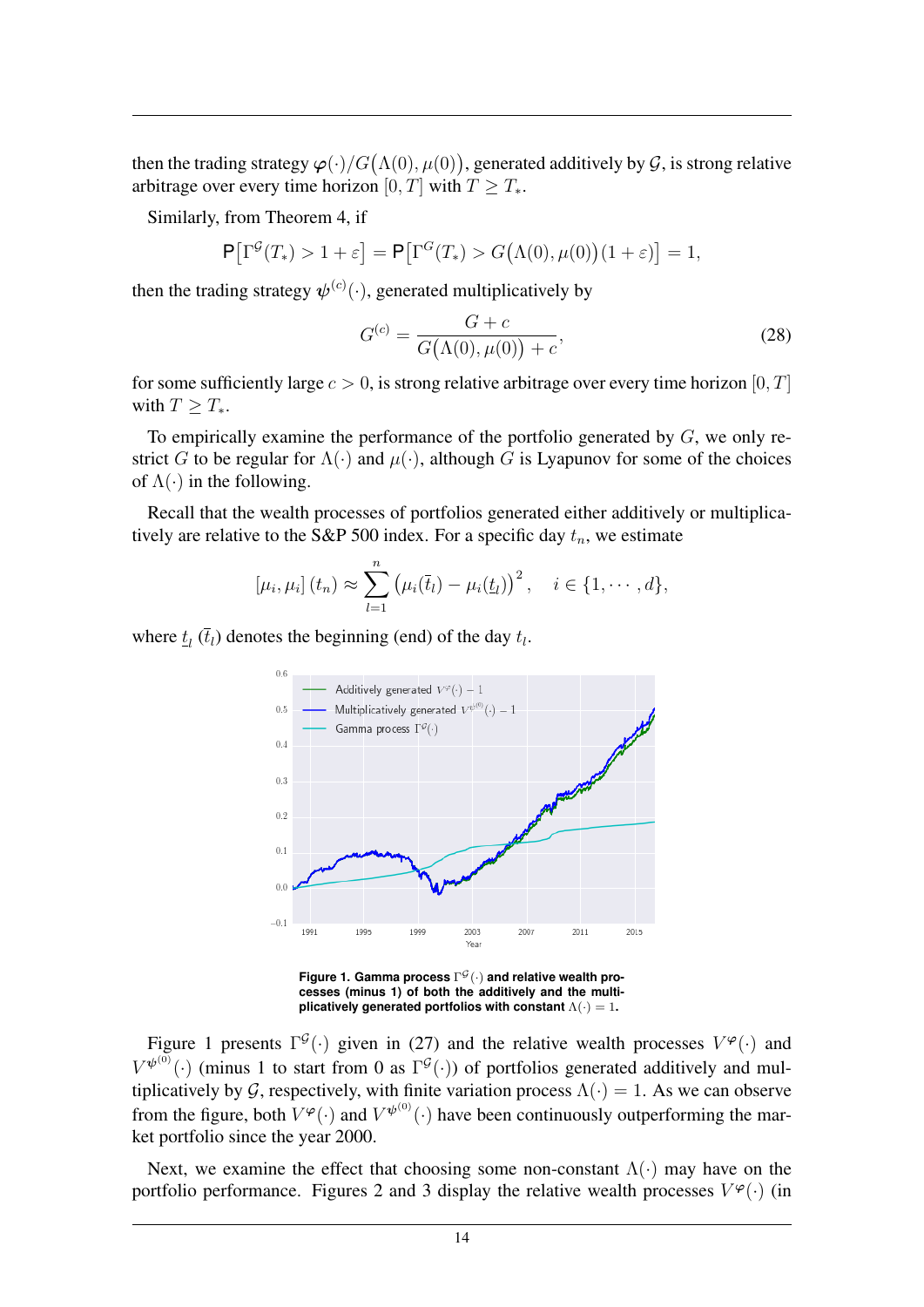then the trading strategy $\varphi(\cdot)/G\big(\Lambda(0),\mu(0)\big)$, generated additively by $\mathcal{G}$, is strong relative arbitrage over every time horizon $[0,T]$ with $T \geq T_*$.

Similarly, from Theorem 4, if

$$\mathsf{P}\big[\Gamma^{\mathcal{G}}(T_*) > 1+\varepsilon\big] = \mathsf{P}\big[\Gamma^{G}(T_*) > G\big(\Lambda(0),\mu(0)\big)(1+\varepsilon)\big] = 1,$$

then the trading strategy $\psi^{(c)}(\cdot)$, generated multiplicatively by

$$G^{(c)} = \frac{G+c}{G\big(\Lambda(0),\mu(0)\big)+c}, \tag{28}$$

for some sufficiently large $c>0$, is strong relative arbitrage over every time horizon $[0,T]$ with $T \geq T_*$.

To empirically examine the performance of the portfolio generated by $G$, we only restrict $G$ to be regular for $\Lambda(\cdot)$ and $\mu(\cdot)$, although $G$ is Lyapunov for some of the choices of $\Lambda(\cdot)$ in the following.

Recall that the wealth processes of portfolios generated either additively or multiplicatively are relative to the S&P 500 index. For a specific day $t_n$, we estimate

$$[\mu_i,\mu_i](t_n) \approx \sum_{l=1}^{n}\big(\mu_i(\bar{t}_l)-\mu_i(\underline{t}_l)\big)^2, \quad i\in\{1,\cdots,d\},$$

where $\underline{t}_l$ $(\bar{t}_l)$ denotes the beginning (end) of the day $t_l$.

**Figure 1. Gamma process $\Gamma^{\mathcal{G}}(\cdot)$ and relative wealth processes (minus 1) of both the additively and the multiplicatively generated portfolios with constant $\Lambda(\cdot)=1$.**

Figure 1 presents $\Gamma^{\mathcal{G}}(\cdot)$ given in (27) and the relative wealth processes $V^{\varphi}(\cdot)$ and $V^{\psi^{(0)}}(\cdot)$ (minus 1 to start from 0 as $\Gamma^{\mathcal{G}}(\cdot)$) of portfolios generated additively and multiplicatively by $\mathcal{G}$, respectively, with finite variation process $\Lambda(\cdot)=1$. As we can observe from the figure, both $V^{\varphi}(\cdot)$ and $V^{\psi^{(0)}}(\cdot)$ have been continuously outperforming the market portfolio since the year 2000.

Next, we examine the effect that choosing some non-constant $\Lambda(\cdot)$ may have on the portfolio performance. Figures 2 and 3 display the relative wealth processes $V^{\varphi}(\cdot)$ (in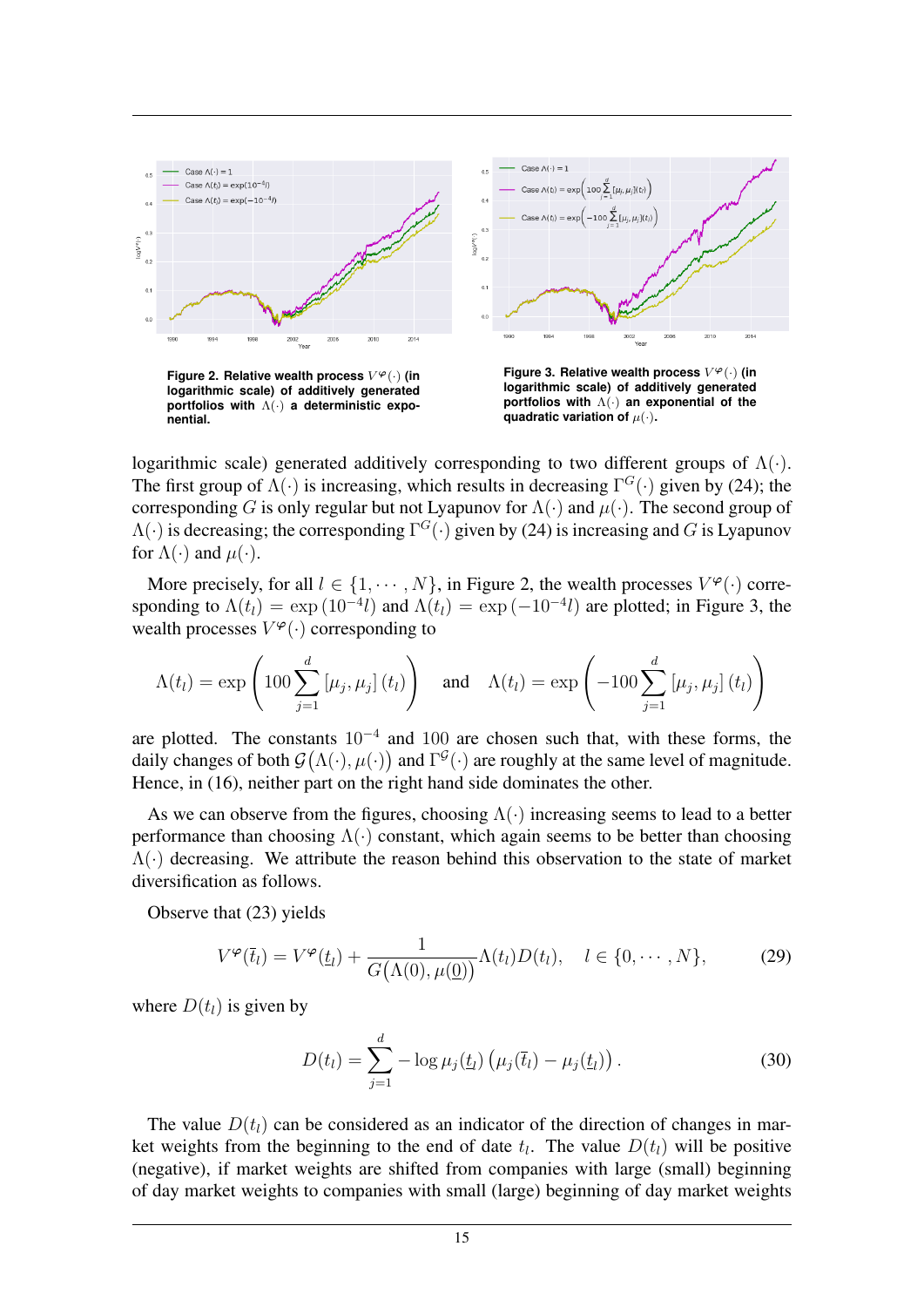**Figure 2. Relative wealth process $V^{\varphi}(\cdot)$ (in logarithmic scale) of additively generated portfolios with $\Lambda(\cdot)$ a deterministic exponential.**

**Figure 3. Relative wealth process $V^{\varphi}(\cdot)$ (in logarithmic scale) of additively generated portfolios with $\Lambda(\cdot)$ an exponential of the quadratic variation of $\mu(\cdot)$.**

logarithmic scale) generated additively corresponding to two different groups of $\Lambda(\cdot)$. The first group of $\Lambda(\cdot)$ is increasing, which results in decreasing $\Gamma^G(\cdot)$ given by (24); the corresponding $G$ is only regular but not Lyapunov for $\Lambda(\cdot)$ and $\mu(\cdot)$. The second group of $\Lambda(\cdot)$ is decreasing; the corresponding $\Gamma^G(\cdot)$ given by (24) is increasing and $G$ is Lyapunov for $\Lambda(\cdot)$ and $\mu(\cdot)$.

More precisely, for all $l \in \{1, \cdots, N\}$, in Figure 2, the wealth processes $V^{\varphi}(\cdot)$ corresponding to $\Lambda(t_l) = \exp(10^{-4} l)$ and $\Lambda(t_l) = \exp(-10^{-4} l)$ are plotted; in Figure 3, the wealth processes $V^{\varphi}(\cdot)$ corresponding to

$$\Lambda(t_l) = \exp\left(100 \sum_{j=1}^{d} [\mu_j, \mu_j](t_l)\right) \quad \text{and} \quad \Lambda(t_l) = \exp\left(-100 \sum_{j=1}^{d} [\mu_j, \mu_j](t_l)\right)$$

are plotted. The constants $10^{-4}$ and $100$ are chosen such that, with these forms, the daily changes of both $\mathcal{G}(\Lambda(\cdot), \mu(\cdot))$ and $\Gamma^{\mathcal{G}}(\cdot)$ are roughly at the same level of magnitude. Hence, in (16), neither part on the right hand side dominates the other.

As we can observe from the figures, choosing $\Lambda(\cdot)$ increasing seems to lead to a better performance than choosing $\Lambda(\cdot)$ constant, which again seems to be better than choosing $\Lambda(\cdot)$ decreasing. We attribute the reason behind this observation to the state of market diversification as follows.

Observe that (23) yields

$$V^{\varphi}(\bar{t}_l) = V^{\varphi}(\underline{t}_l) + \frac{1}{G(\Lambda(0), \mu(\underline{0}))} \Lambda(t_l) D(t_l), \quad l \in \{0, \cdots, N\}, \tag{29}$$

where $D(t_l)$ is given by

$$D(t_l) = \sum_{j=1}^{d} -\log \mu_j(\underline{t}_l) \left(\mu_j(\bar{t}_l) - \mu_j(\underline{t}_l)\right). \tag{30}$$

The value $D(t_l)$ can be considered as an indicator of the direction of changes in market weights from the beginning to the end of date $t_l$. The value $D(t_l)$ will be positive (negative), if market weights are shifted from companies with large (small) beginning of day market weights to companies with small (large) beginning of day market weights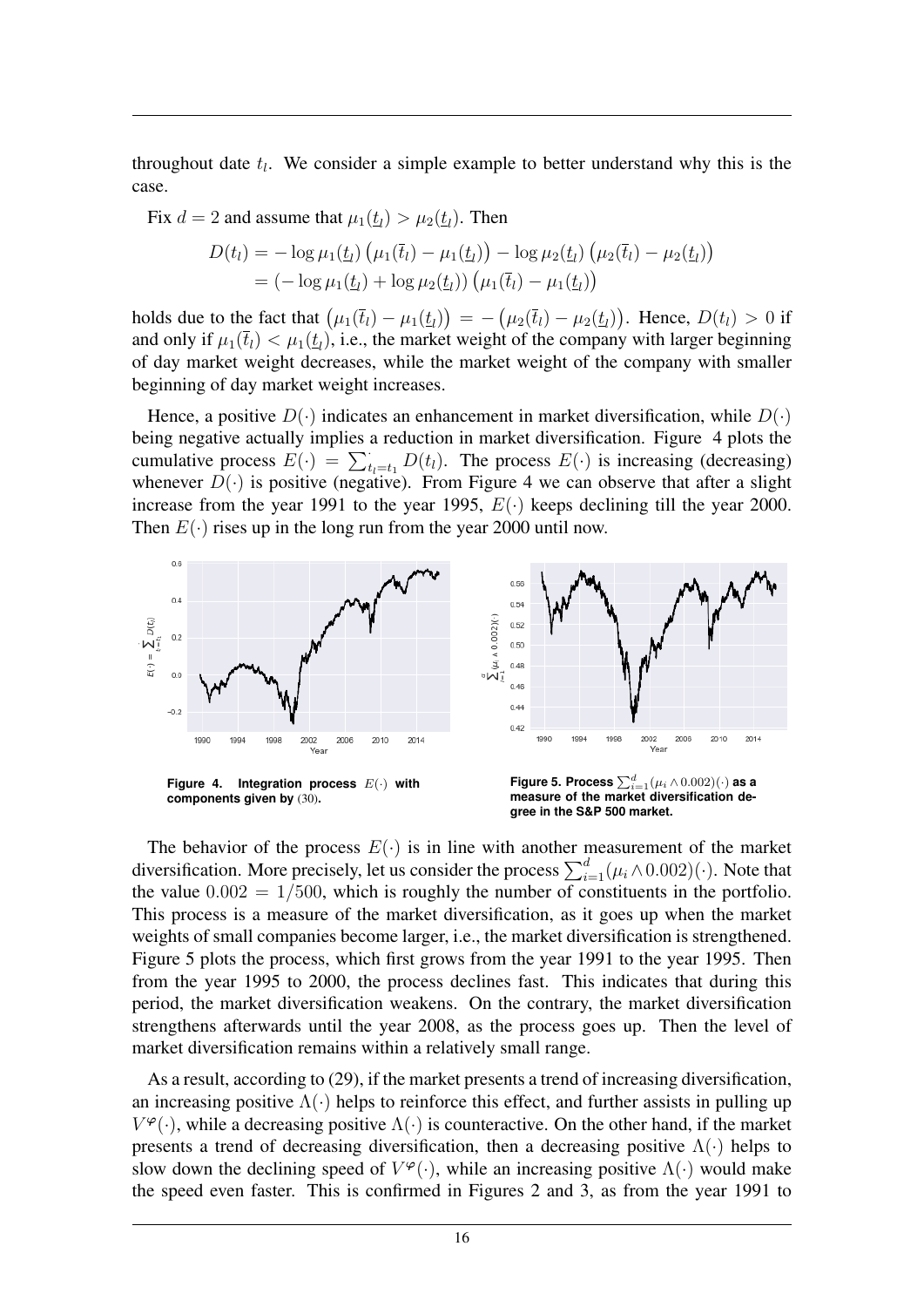throughout date $t_l$. We consider a simple example to better understand why this is the case.

Fix $d = 2$ and assume that $\mu_1(\underline{t}_l) > \mu_2(\underline{t}_l)$. Then

$$
\begin{aligned}
D(t_l) &= -\log \mu_1(\underline{t}_l) \left(\mu_1(\overline{t}_l) - \mu_1(\underline{t}_l)\right) - \log \mu_2(\underline{t}_l) \left(\mu_2(\overline{t}_l) - \mu_2(\underline{t}_l)\right) \\
&= \left(-\log \mu_1(\underline{t}_l) + \log \mu_2(\underline{t}_l)\right) \left(\mu_1(\overline{t}_l) - \mu_1(\underline{t}_l)\right)
\end{aligned}
$$

holds due to the fact that $\left(\mu_1(\overline{t}_l) - \mu_1(\underline{t}_l)\right) = -\left(\mu_2(\overline{t}_l) - \mu_2(\underline{t}_l)\right)$. Hence, $D(t_l) > 0$ if and only if $\mu_1(\overline{t}_l) < \mu_1(\underline{t}_l)$, i.e., the market weight of the company with larger beginning of day market weight decreases, while the market weight of the company with smaller beginning of day market weight increases.

Hence, a positive $D(\cdot)$ indicates an enhancement in market diversification, while $D(\cdot)$ being negative actually implies a reduction in market diversification. Figure 4 plots the cumulative process $E(\cdot) = \sum_{t_l=t_1}^{\cdot} D(t_l)$. The process $E(\cdot)$ is increasing (decreasing) whenever $D(\cdot)$ is positive (negative). From Figure 4 we can observe that after a slight increase from the year 1991 to the year 1995, $E(\cdot)$ keeps declining till the year 2000. Then $E(\cdot)$ rises up in the long run from the year 2000 until now.

**Figure 4. Integration process $E(\cdot)$ with components given by (30).**

**Figure 5. Process $\sum_{i=1}^{d}(\mu_i \wedge 0.002)(\cdot)$ as a measure of the market diversification degree in the S&P 500 market.**

The behavior of the process $E(\cdot)$ is in line with another measurement of the market diversification. More precisely, let us consider the process $\sum_{i=1}^{d}(\mu_i \wedge 0.002)(\cdot)$. Note that the value $0.002 = 1/500$, which is roughly the number of constituents in the portfolio. This process is a measure of the market diversification, as it goes up when the market weights of small companies become larger, i.e., the market diversification is strengthened. Figure 5 plots the process, which first grows from the year 1991 to the year 1995. Then from the year 1995 to 2000, the process declines fast. This indicates that during this period, the market diversification weakens. On the contrary, the market diversification strengthens afterwards until the year 2008, as the process goes up. Then the level of market diversification remains within a relatively small range.

As a result, according to (29), if the market presents a trend of increasing diversification, an increasing positive $\Lambda(\cdot)$ helps to reinforce this effect, and further assists in pulling up $V^{\varphi}(\cdot)$, while a decreasing positive $\Lambda(\cdot)$ is counteractive. On the other hand, if the market presents a trend of decreasing diversification, then a decreasing positive $\Lambda(\cdot)$ helps to slow down the declining speed of $V^{\varphi}(\cdot)$, while an increasing positive $\Lambda(\cdot)$ would make the speed even faster. This is confirmed in Figures 2 and 3, as from the year 1991 to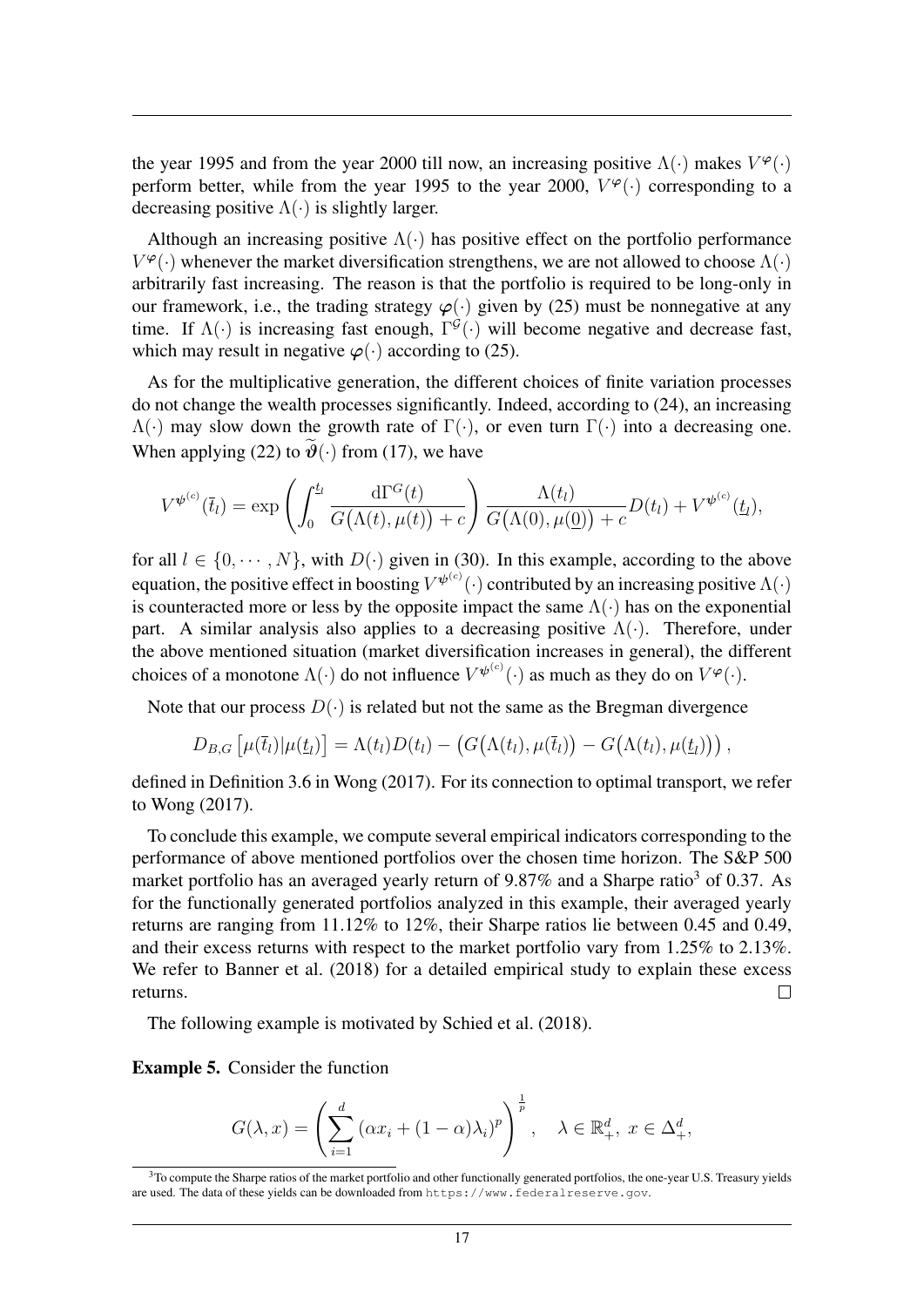the year 1995 and from the year 2000 till now, an increasing positive $\Lambda(\cdot)$ makes $V^{\boldsymbol{\varphi}}(\cdot)$ perform better, while from the year 1995 to the year 2000, $V^{\boldsymbol{\varphi}}(\cdot)$ corresponding to a decreasing positive $\Lambda(\cdot)$ is slightly larger.

Although an increasing positive $\Lambda(\cdot)$ has positive effect on the portfolio performance $V^{\boldsymbol{\varphi}}(\cdot)$ whenever the market diversification strengthens, we are not allowed to choose $\Lambda(\cdot)$ arbitrarily fast increasing. The reason is that the portfolio is required to be long-only in our framework, i.e., the trading strategy $\boldsymbol{\varphi}(\cdot)$ given by (25) must be nonnegative at any time. If $\Lambda(\cdot)$ is increasing fast enough, $\Gamma^{\mathcal{G}}(\cdot)$ will become negative and decrease fast, which may result in negative $\boldsymbol{\varphi}(\cdot)$ according to (25).

As for the multiplicative generation, the different choices of finite variation processes do not change the wealth processes significantly. Indeed, according to (24), an increasing $\Lambda(\cdot)$ may slow down the growth rate of $\Gamma(\cdot)$, or even turn $\Gamma(\cdot)$ into a decreasing one. When applying (22) to $\widetilde{\boldsymbol{\vartheta}}(\cdot)$ from (17), we have

$$
V^{\boldsymbol{\psi}^{(c)}}(\bar{t}_l) = \exp\left(\int_0^{\underline{t}_l} \frac{\mathrm{d}\Gamma^G(t)}{G\big(\Lambda(t), \mu(t)\big) + c}\right) \frac{\Lambda(t_l)}{G\big(\Lambda(0), \mu(\underline{0})\big) + c} D(t_l) + V^{\boldsymbol{\psi}^{(c)}}(\underline{t}_l),
$$

for all $l \in \{0, \cdots, N\}$, with $D(\cdot)$ given in (30). In this example, according to the above equation, the positive effect in boosting $V^{\boldsymbol{\psi}^{(c)}}(\cdot)$ contributed by an increasing positive $\Lambda(\cdot)$ is counteracted more or less by the opposite impact the same $\Lambda(\cdot)$ has on the exponential part. A similar analysis also applies to a decreasing positive $\Lambda(\cdot)$. Therefore, under the above mentioned situation (market diversification increases in general), the different choices of a monotone $\Lambda(\cdot)$ do not influence $V^{\boldsymbol{\psi}^{(c)}}(\cdot)$ as much as they do on $V^{\boldsymbol{\varphi}}(\cdot)$.

Note that our process $D(\cdot)$ is related but not the same as the Bregman divergence

$$
D_{B,G}\left[\mu(\bar{t}_l)|\mu(\underline{t}_l)\right] = \Lambda(t_l)D(t_l) - \Big(G\big(\Lambda(t_l), \mu(\bar{t}_l)\big) - G\big(\Lambda(t_l), \mu(\underline{t}_l)\big)\Big),
$$

defined in Definition 3.6 in Wong (2017). For its connection to optimal transport, we refer to Wong (2017).

To conclude this example, we compute several empirical indicators corresponding to the performance of above mentioned portfolios over the chosen time horizon. The S&P 500 market portfolio has an averaged yearly return of 9.87% and a Sharpe ratio[3] of 0.37. As for the functionally generated portfolios analyzed in this example, their averaged yearly returns are ranging from 11.12% to 12%, their Sharpe ratios lie between 0.45 and 0.49, and their excess returns with respect to the market portfolio vary from 1.25% to 2.13%. We refer to Banner et al. (2018) for a detailed empirical study to explain these excess returns. □

The following example is motivated by Schied et al. (2018).

**Example 5.** Consider the function

$$
G(\lambda, x) = \left(\sum_{i=1}^{d} (\alpha x_i + (1-\alpha)\lambda_i)^p\right)^{\frac{1}{p}}, \quad \lambda \in \mathbb{R}_+^d,\ x \in \Delta_+^d,
$$

[3] To compute the Sharpe ratios of the market portfolio and other functionally generated portfolios, the one-year U.S. Treasury yields are used. The data of these yields can be downloaded from https://www.federalreserve.gov.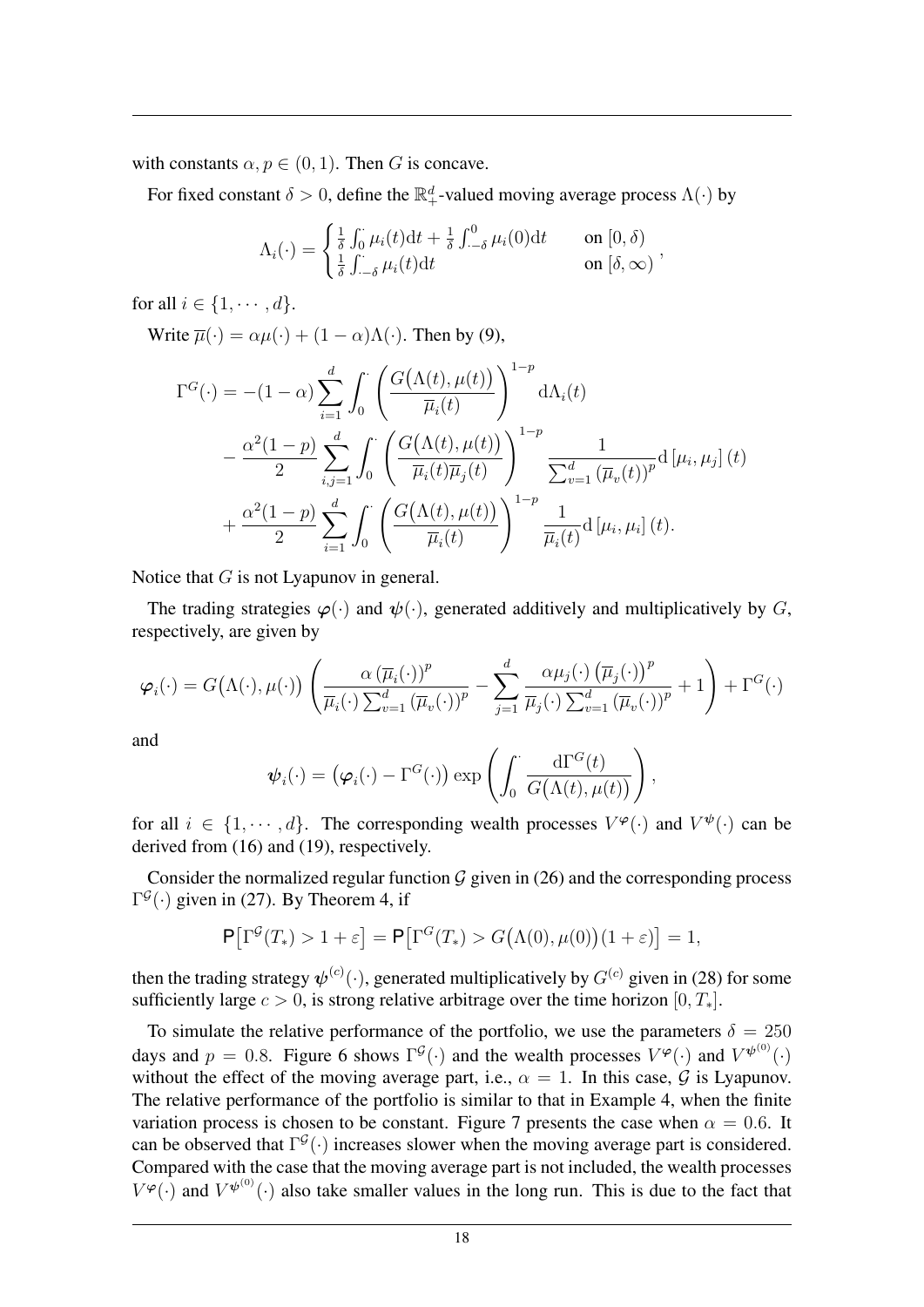with constants $\alpha, p \in (0,1)$. Then $G$ is concave.

For fixed constant $\delta > 0$, define the $\mathbb{R}_+^d$-valued moving average process $\Lambda(\cdot)$ by

$$
\Lambda_i(\cdot) = \begin{cases} \frac{1}{\delta}\int_0^{\cdot} \mu_i(t)\mathrm{d}t + \frac{1}{\delta}\int_{\cdot-\delta}^0 \mu_i(0)\mathrm{d}t & \text{on } [0,\delta) \\ \frac{1}{\delta}\int_{\cdot-\delta}^{\cdot} \mu_i(t)\mathrm{d}t & \text{on } [\delta,\infty) \end{cases},
$$

for all $i \in \{1,\cdots,d\}$.

Write $\overline{\mu}(\cdot) = \alpha\mu(\cdot) + (1-\alpha)\Lambda(\cdot)$. Then by (9),

$$
\begin{aligned}
\Gamma^G(\cdot) = &-(1-\alpha)\sum_{i=1}^d \int_0^{\cdot} \left(\frac{G\big(\Lambda(t),\mu(t)\big)}{\overline{\mu}_i(t)}\right)^{1-p} \mathrm{d}\Lambda_i(t) \\
&- \frac{\alpha^2(1-p)}{2}\sum_{i,j=1}^d \int_0^{\cdot} \left(\frac{G\big(\Lambda(t),\mu(t)\big)}{\overline{\mu}_i(t)\overline{\mu}_j(t)}\right)^{1-p} \frac{1}{\sum_{v=1}^d \left(\overline{\mu}_v(t)\right)^p} \mathrm{d}\left[\mu_i,\mu_j\right](t) \\
&+ \frac{\alpha^2(1-p)}{2}\sum_{i=1}^d \int_0^{\cdot} \left(\frac{G\big(\Lambda(t),\mu(t)\big)}{\overline{\mu}_i(t)}\right)^{1-p} \frac{1}{\overline{\mu}_i(t)} \mathrm{d}\left[\mu_i,\mu_i\right](t).
\end{aligned}
$$

Notice that $G$ is not Lyapunov in general.

The trading strategies $\boldsymbol{\varphi}(\cdot)$ and $\boldsymbol{\psi}(\cdot)$, generated additively and multiplicatively by $G$, respectively, are given by

$$
\boldsymbol{\varphi}_i(\cdot) = G\big(\Lambda(\cdot),\mu(\cdot)\big)\left(\frac{\alpha\left(\overline{\mu}_i(\cdot)\right)^p}{\overline{\mu}_i(\cdot)\sum_{v=1}^d \left(\overline{\mu}_v(\cdot)\right)^p} - \sum_{j=1}^d \frac{\alpha\mu_j(\cdot)\left(\overline{\mu}_j(\cdot)\right)^p}{\overline{\mu}_j(\cdot)\sum_{v=1}^d \left(\overline{\mu}_v(\cdot)\right)^p} + 1\right) + \Gamma^G(\cdot)
$$

and

$$
\boldsymbol{\psi}_i(\cdot) = \big(\boldsymbol{\varphi}_i(\cdot) - \Gamma^G(\cdot)\big)\exp\left(\int_0^{\cdot} \frac{\mathrm{d}\Gamma^G(t)}{G\big(\Lambda(t),\mu(t)\big)}\right),
$$

for all $i \in \{1,\cdots,d\}$. The corresponding wealth processes $V^{\boldsymbol{\varphi}}(\cdot)$ and $V^{\boldsymbol{\psi}}(\cdot)$ can be derived from (16) and (19), respectively.

Consider the normalized regular function $\mathcal{G}$ given in (26) and the corresponding process $\Gamma^{\mathcal{G}}(\cdot)$ given in (27). By Theorem 4, if

$$
\mathsf{P}\big[\Gamma^{\mathcal{G}}(T_*) > 1+\varepsilon\big] = \mathsf{P}\big[\Gamma^G(T_*) > G\big(\Lambda(0),\mu(0)\big)(1+\varepsilon)\big] = 1,
$$

then the trading strategy $\boldsymbol{\psi}^{(c)}(\cdot)$, generated multiplicatively by $G^{(c)}$ given in (28) for some sufficiently large $c > 0$, is strong relative arbitrage over the time horizon $[0,T_*]$.

To simulate the relative performance of the portfolio, we use the parameters $\delta = 250$ days and $p = 0.8$. Figure 6 shows $\Gamma^{\mathcal{G}}(\cdot)$ and the wealth processes $V^{\boldsymbol{\varphi}}(\cdot)$ and $V^{\boldsymbol{\psi}^{(0)}}(\cdot)$ without the effect of the moving average part, i.e., $\alpha = 1$. In this case, $\mathcal{G}$ is Lyapunov. The relative performance of the portfolio is similar to that in Example 4, when the finite variation process is chosen to be constant. Figure 7 presents the case when $\alpha = 0.6$. It can be observed that $\Gamma^{\mathcal{G}}(\cdot)$ increases slower when the moving average part is considered. Compared with the case that the moving average part is not included, the wealth processes $V^{\boldsymbol{\varphi}}(\cdot)$ and $V^{\boldsymbol{\psi}^{(0)}}(\cdot)$ also take smaller values in the long run. This is due to the fact that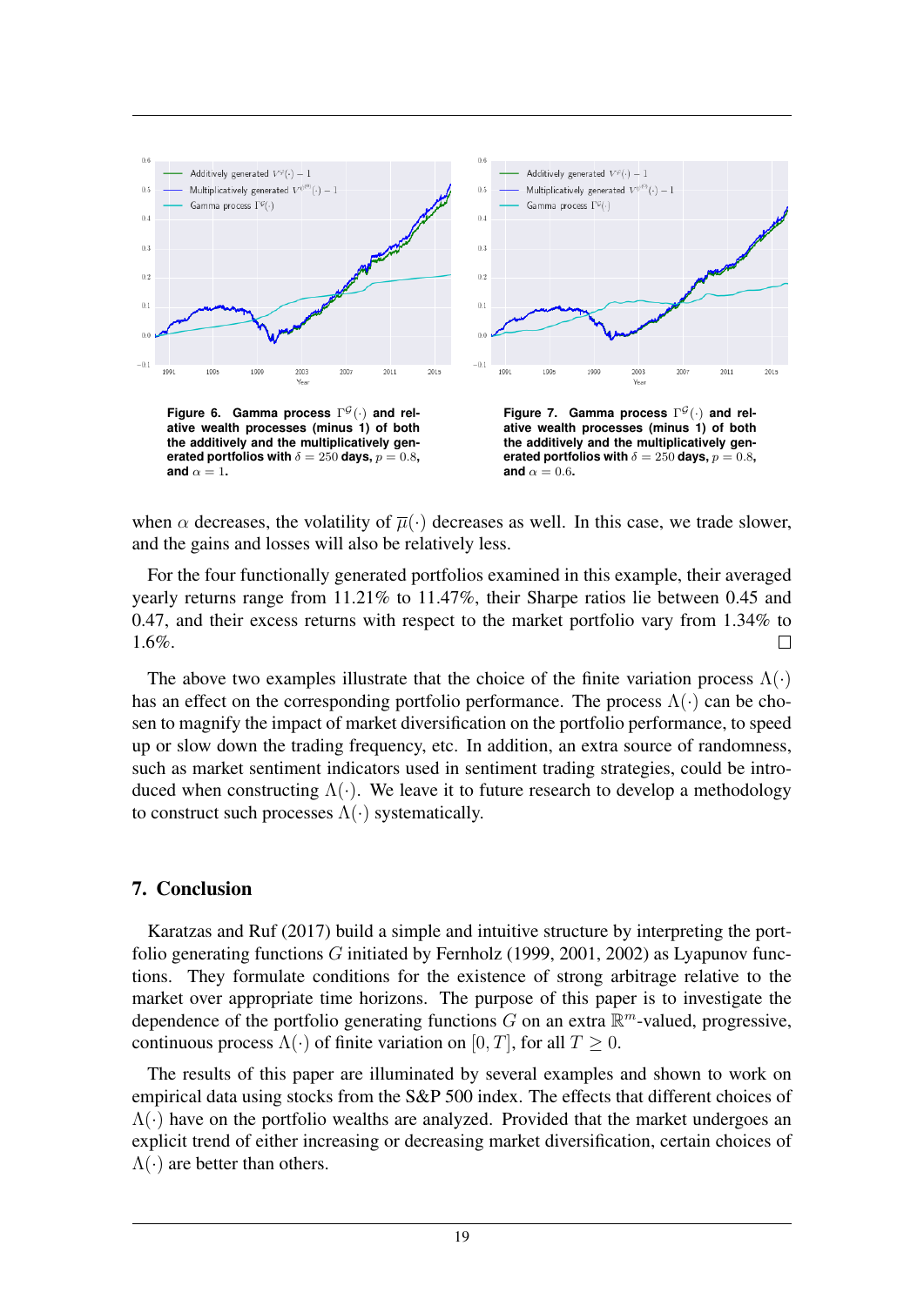**Figure 6. Gamma process $\Gamma^{\mathcal{G}}(\cdot)$ and relative wealth processes (minus 1) of both the additively and the multiplicatively generated portfolios with $\delta = 250$ days, $p = 0.8$, and $\alpha = 1$.**

**Figure 7. Gamma process $\Gamma^{\mathcal{G}}(\cdot)$ and relative wealth processes (minus 1) of both the additively and the multiplicatively generated portfolios with $\delta = 250$ days, $p = 0.8$, and $\alpha = 0.6$.**

when $\alpha$ decreases, the volatility of $\overline{\mu}(\cdot)$ decreases as well. In this case, we trade slower, and the gains and losses will also be relatively less.

For the four functionally generated portfolios examined in this example, their averaged yearly returns range from 11.21% to 11.47%, their Sharpe ratios lie between 0.45 and 0.47, and their excess returns with respect to the market portfolio vary from 1.34% to 1.6%. □

The above two examples illustrate that the choice of the finite variation process $\Lambda(\cdot)$ has an effect on the corresponding portfolio performance. The process $\Lambda(\cdot)$ can be chosen to magnify the impact of market diversification on the portfolio performance, to speed up or slow down the trading frequency, etc. In addition, an extra source of randomness, such as market sentiment indicators used in sentiment trading strategies, could be introduced when constructing $\Lambda(\cdot)$. We leave it to future research to develop a methodology to construct such processes $\Lambda(\cdot)$ systematically.

## 7. Conclusion

Karatzas and Ruf (2017) build a simple and intuitive structure by interpreting the portfolio generating functions $G$ initiated by Fernholz (1999, 2001, 2002) as Lyapunov functions. They formulate conditions for the existence of strong arbitrage relative to the market over appropriate time horizons. The purpose of this paper is to investigate the dependence of the portfolio generating functions $G$ on an extra $\mathbb{R}^m$-valued, progressive, continuous process $\Lambda(\cdot)$ of finite variation on $[0, T]$, for all $T \geq 0$.

The results of this paper are illuminated by several examples and shown to work on empirical data using stocks from the S&P 500 index. The effects that different choices of $\Lambda(\cdot)$ have on the portfolio wealths are analyzed. Provided that the market undergoes an explicit trend of either increasing or decreasing market diversification, certain choices of $\Lambda(\cdot)$ are better than others.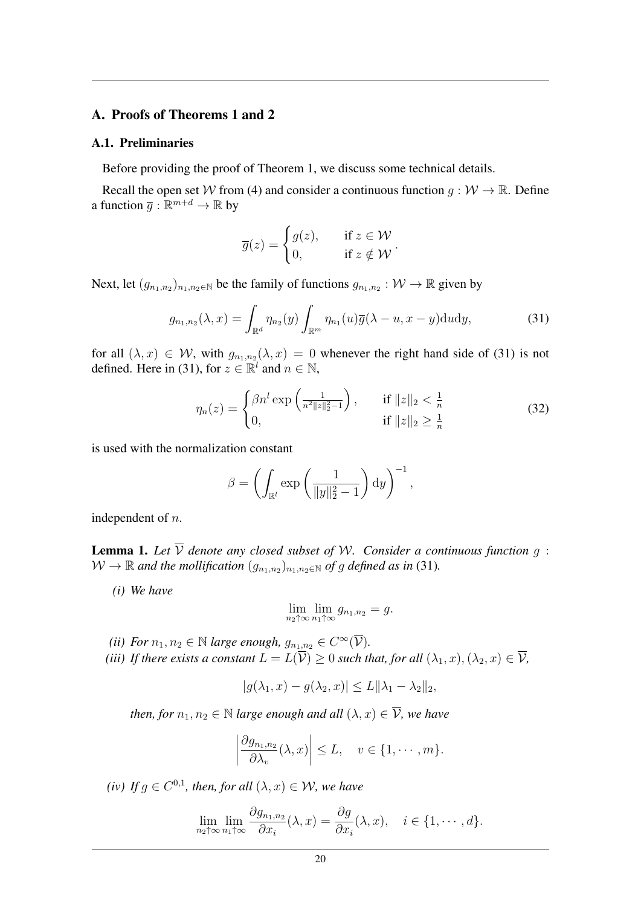## A. Proofs of Theorems 1 and 2

### A.1. Preliminaries

Before providing the proof of Theorem 1, we discuss some technical details.

Recall the open set $\mathcal{W}$ from (4) and consider a continuous function $g : \mathcal{W} \to \mathbb{R}$. Define a function $\overline{g} : \mathbb{R}^{m+d} \to \mathbb{R}$ by

$$\overline{g}(z) = \begin{cases} g(z), & \text{if } z \in \mathcal{W} \\ 0, & \text{if } z \notin \mathcal{W} \end{cases}.$$

Next, let $(g_{n_1,n_2})_{n_1,n_2 \in \mathbb{N}}$ be the family of functions $g_{n_1,n_2} : \mathcal{W} \to \mathbb{R}$ given by

$$g_{n_1,n_2}(\lambda, x) = \int_{\mathbb{R}^d} \eta_{n_2}(y) \int_{\mathbb{R}^m} \eta_{n_1}(u) \overline{g}(\lambda - u, x - y) \mathrm{d}u \mathrm{d}y, \tag{31}$$

for all $(\lambda, x) \in \mathcal{W}$, with $g_{n_1,n_2}(\lambda, x) = 0$ whenever the right hand side of (31) is not defined. Here in (31), for $z \in \mathbb{R}^l$ and $n \in \mathbb{N}$,

$$\eta_n(z) = \begin{cases} \beta n^l \exp\left(\frac{1}{n^2 \|z\|_2^2 - 1}\right), & \text{if } \|z\|_2 < \frac{1}{n} \\ 0, & \text{if } \|z\|_2 \geq \frac{1}{n} \end{cases} \tag{32}$$

is used with the normalization constant

$$\beta = \left( \int_{\mathbb{R}^l} \exp\left( \frac{1}{\|y\|_2^2 - 1} \right) \mathrm{d}y \right)^{-1},$$

independent of $n$.

**Lemma 1.** *Let $\overline{\mathcal{V}}$ denote any closed subset of $\mathcal{W}$. Consider a continuous function $g : \mathcal{W} \to \mathbb{R}$ and the mollification $(g_{n_1,n_2})_{n_1,n_2 \in \mathbb{N}}$ of $g$ defined as in* (31)*.*

*(i) We have*

$$\lim_{n_2 \uparrow \infty} \lim_{n_1 \uparrow \infty} g_{n_1,n_2} = g.$$

*(ii) For $n_1, n_2 \in \mathbb{N}$ large enough, $g_{n_1,n_2} \in C^\infty(\overline{\mathcal{V}})$.*

*(iii) If there exists a constant $L = L(\overline{\mathcal{V}}) \geq 0$ such that, for all $(\lambda_1, x), (\lambda_2, x) \in \overline{\mathcal{V}}$,*

$$|g(\lambda_1, x) - g(\lambda_2, x)| \leq L \|\lambda_1 - \lambda_2\|_2,$$

*then, for $n_1, n_2 \in \mathbb{N}$ large enough and all $(\lambda, x) \in \overline{\mathcal{V}}$, we have*

$$\left| \frac{\partial g_{n_1,n_2}}{\partial \lambda_v}(\lambda, x) \right| \leq L, \quad v \in \{1, \cdots, m\}.$$

*(iv) If $g \in C^{0,1}$, then, for all $(\lambda, x) \in \mathcal{W}$, we have*

$$\lim_{n_2 \uparrow \infty} \lim_{n_1 \uparrow \infty} \frac{\partial g_{n_1,n_2}}{\partial x_i}(\lambda, x) = \frac{\partial g}{\partial x_i}(\lambda, x), \quad i \in \{1, \cdots, d\}.$$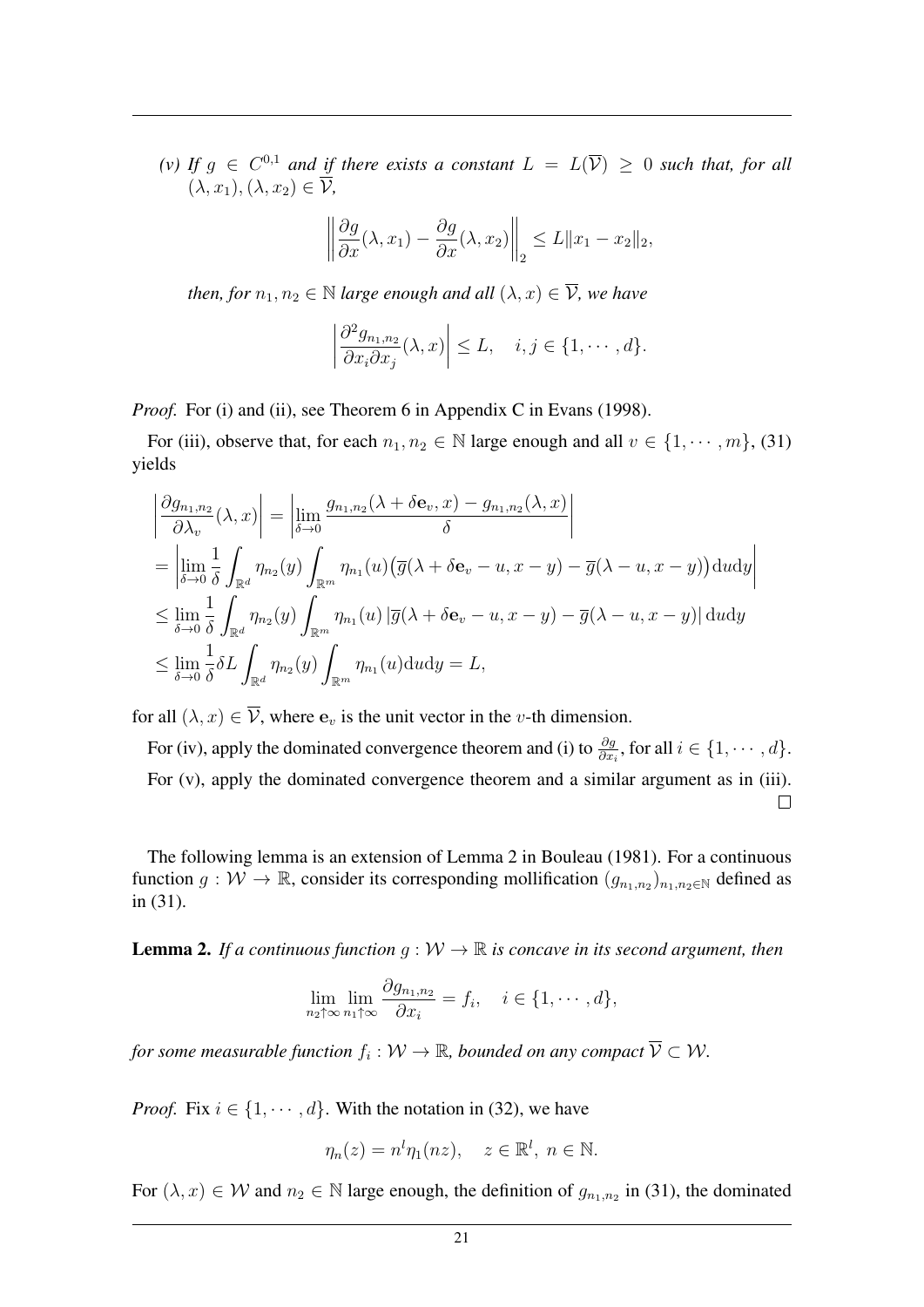*(v) If $g \in C^{0,1}$ and if there exists a constant $L = L(\overline{\mathcal{V}}) \geq 0$ such that, for all $(\lambda, x_1), (\lambda, x_2) \in \overline{\mathcal{V}}$,*

$$\left\| \frac{\partial g}{\partial x}(\lambda, x_1) - \frac{\partial g}{\partial x}(\lambda, x_2) \right\|_2 \leq L \|x_1 - x_2\|_2,$$

*then, for $n_1, n_2 \in \mathbb{N}$ large enough and all $(\lambda, x) \in \overline{\mathcal{V}}$, we have*

$$\left| \frac{\partial^2 g_{n_1,n_2}}{\partial x_i \partial x_j}(\lambda, x) \right| \leq L, \quad i, j \in \{1, \cdots, d\}.$$

*Proof.* For (i) and (ii), see Theorem 6 in Appendix C in Evans (1998).

For (iii), observe that, for each $n_1, n_2 \in \mathbb{N}$ large enough and all $v \in \{1, \cdots, m\}$, (31) yields

$$\begin{aligned}
&\left| \frac{\partial g_{n_1,n_2}}{\partial \lambda_v}(\lambda, x) \right| = \left| \lim_{\delta \to 0} \frac{g_{n_1,n_2}(\lambda + \delta \mathbf{e}_v, x) - g_{n_1,n_2}(\lambda, x)}{\delta} \right| \\
&= \left| \lim_{\delta \to 0} \frac{1}{\delta} \int_{\mathbb{R}^d} \eta_{n_2}(y) \int_{\mathbb{R}^m} \eta_{n_1}(u) \big( \overline{g}(\lambda + \delta \mathbf{e}_v - u, x - y) - \overline{g}(\lambda - u, x - y) \big) \mathrm{d}u \mathrm{d}y \right| \\
&\leq \lim_{\delta \to 0} \frac{1}{\delta} \int_{\mathbb{R}^d} \eta_{n_2}(y) \int_{\mathbb{R}^m} \eta_{n_1}(u) \left| \overline{g}(\lambda + \delta \mathbf{e}_v - u, x - y) - \overline{g}(\lambda - u, x - y) \right| \mathrm{d}u \mathrm{d}y \\
&\leq \lim_{\delta \to 0} \frac{1}{\delta} \delta L \int_{\mathbb{R}^d} \eta_{n_2}(y) \int_{\mathbb{R}^m} \eta_{n_1}(u) \mathrm{d}u \mathrm{d}y = L,
\end{aligned}$$

for all $(\lambda, x) \in \overline{\mathcal{V}}$, where $\mathbf{e}_v$ is the unit vector in the $v$-th dimension.

For (iv), apply the dominated convergence theorem and (i) to $\frac{\partial g}{\partial x_i}$, for all $i \in \{1, \cdots, d\}$.

For (v), apply the dominated convergence theorem and a similar argument as in (iii). □

The following lemma is an extension of Lemma 2 in Bouleau (1981). For a continuous function $g : \mathcal{W} \to \mathbb{R}$, consider its corresponding mollification $(g_{n_1,n_2})_{n_1,n_2 \in \mathbb{N}}$ defined as in (31).

**Lemma 2.** *If a continuous function $g : \mathcal{W} \to \mathbb{R}$ is concave in its second argument, then*

$$\lim_{n_2 \uparrow \infty} \lim_{n_1 \uparrow \infty} \frac{\partial g_{n_1,n_2}}{\partial x_i} = f_i, \quad i \in \{1, \cdots, d\},$$

*for some measurable function $f_i : \mathcal{W} \to \mathbb{R}$, bounded on any compact $\overline{\mathcal{V}} \subset \mathcal{W}$.*

*Proof.* Fix $i \in \{1, \cdots, d\}$. With the notation in (32), we have

$$\eta_n(z) = n^l \eta_1(nz), \quad z \in \mathbb{R}^l, \ n \in \mathbb{N}.$$

For $(\lambda, x) \in \mathcal{W}$ and $n_2 \in \mathbb{N}$ large enough, the definition of $g_{n_1,n_2}$ in (31), the dominated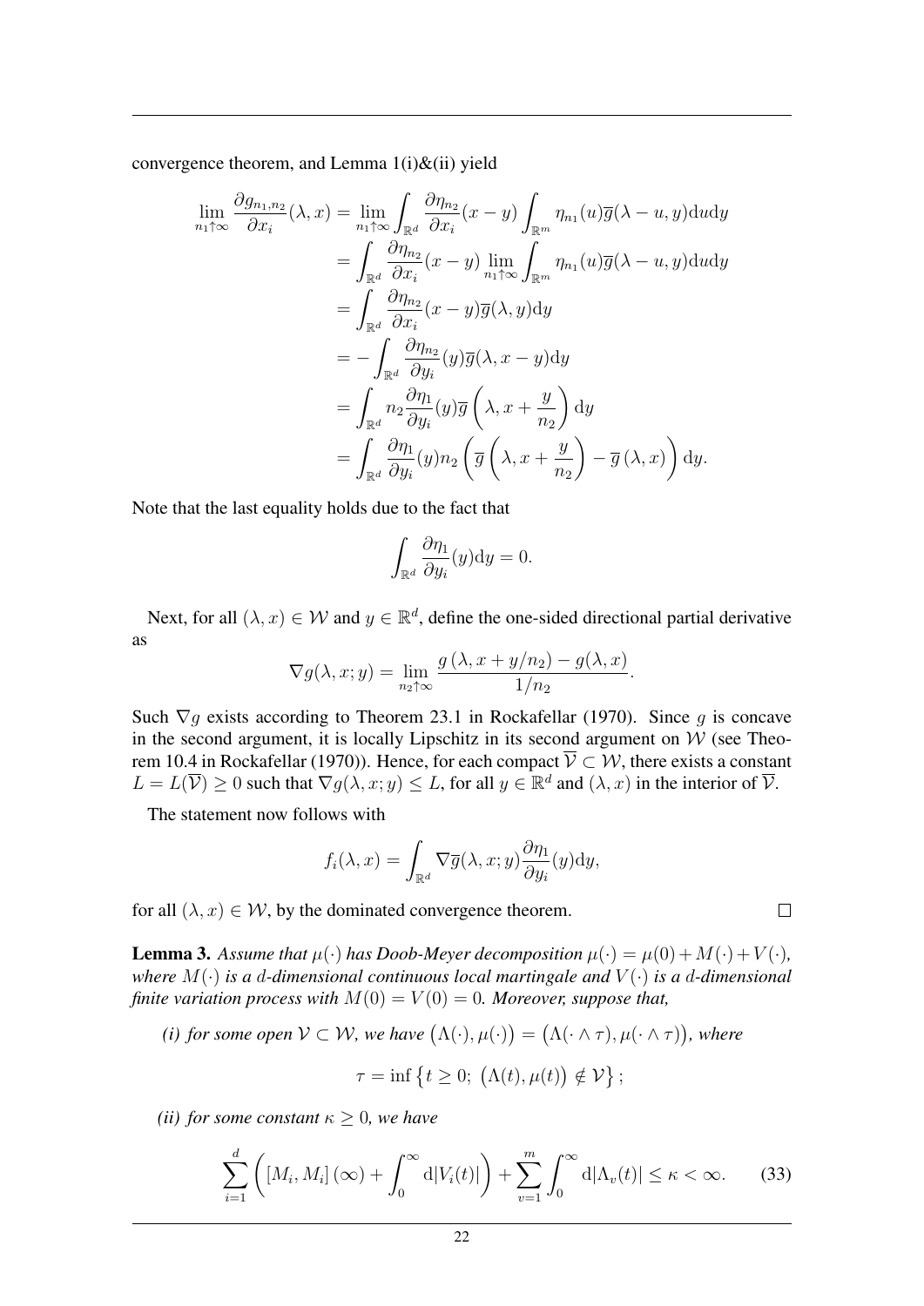convergence theorem, and Lemma 1(i)&(ii) yield

$$
\begin{aligned}
\lim_{n_1\uparrow\infty} \frac{\partial g_{n_1,n_2}}{\partial x_i}(\lambda, x) &= \lim_{n_1\uparrow\infty} \int_{\mathbb{R}^d} \frac{\partial \eta_{n_2}}{\partial x_i}(x-y) \int_{\mathbb{R}^m} \eta_{n_1}(u)\overline{g}(\lambda - u, y)\mathrm{d}u\mathrm{d}y \\
&= \int_{\mathbb{R}^d} \frac{\partial \eta_{n_2}}{\partial x_i}(x-y) \lim_{n_1\uparrow\infty} \int_{\mathbb{R}^m} \eta_{n_1}(u)\overline{g}(\lambda - u, y)\mathrm{d}u\mathrm{d}y \\
&= \int_{\mathbb{R}^d} \frac{\partial \eta_{n_2}}{\partial x_i}(x-y)\overline{g}(\lambda, y)\mathrm{d}y \\
&= -\int_{\mathbb{R}^d} \frac{\partial \eta_{n_2}}{\partial y_i}(y)\overline{g}(\lambda, x-y)\mathrm{d}y \\
&= \int_{\mathbb{R}^d} n_2 \frac{\partial \eta_1}{\partial y_i}(y)\overline{g}\left(\lambda, x + \frac{y}{n_2}\right)\mathrm{d}y \\
&= \int_{\mathbb{R}^d} \frac{\partial \eta_1}{\partial y_i}(y) n_2 \left(\overline{g}\left(\lambda, x + \frac{y}{n_2}\right) - \overline{g}\left(\lambda, x\right)\right)\mathrm{d}y.
\end{aligned}
$$

Note that the last equality holds due to the fact that

$$
\int_{\mathbb{R}^d} \frac{\partial \eta_1}{\partial y_i}(y)\mathrm{d}y = 0.
$$

Next, for all $(\lambda, x) \in \mathcal{W}$ and $y \in \mathbb{R}^d$, define the one-sided directional partial derivative as

$$
\nabla g(\lambda, x; y) = \lim_{n_2\uparrow\infty} \frac{g\left(\lambda, x + y/n_2\right) - g(\lambda, x)}{1/n_2}.
$$

Such $\nabla g$ exists according to Theorem 23.1 in Rockafellar (1970). Since $g$ is concave in the second argument, it is locally Lipschitz in its second argument on $\mathcal{W}$ (see Theorem 10.4 in Rockafellar (1970)). Hence, for each compact $\overline{\mathcal{V}} \subset \mathcal{W}$, there exists a constant $L = L(\overline{\mathcal{V}}) \geq 0$ such that $\nabla g(\lambda, x; y) \leq L$, for all $y \in \mathbb{R}^d$ and $(\lambda, x)$ in the interior of $\overline{\mathcal{V}}$.

The statement now follows with

$$
f_i(\lambda, x) = \int_{\mathbb{R}^d} \nabla \overline{g}(\lambda, x; y)\frac{\partial \eta_1}{\partial y_i}(y)\mathrm{d}y,
$$

for all $(\lambda, x) \in \mathcal{W}$, by the dominated convergence theorem. □

**Lemma 3.** *Assume that $\mu(\cdot)$ has Doob-Meyer decomposition $\mu(\cdot) = \mu(0) + M(\cdot) + V(\cdot)$, where $M(\cdot)$ is a $d$-dimensional continuous local martingale and $V(\cdot)$ is a $d$-dimensional finite variation process with $M(0) = V(0) = 0$. Moreover, suppose that,*

*(i) for some open $\mathcal{V} \subset \mathcal{W}$, we have $\big(\Lambda(\cdot), \mu(\cdot)\big) = \big(\Lambda(\cdot \wedge \tau), \mu(\cdot \wedge \tau)\big)$, where*

$$
\tau = \inf\left\{t \geq 0;\ \big(\Lambda(t), \mu(t)\big) \notin \mathcal{V}\right\};
$$

*(ii) for some constant $\kappa \geq 0$, we have*

$$
\sum_{i=1}^{d} \left( [M_i, M_i](\infty) + \int_0^\infty \mathrm{d}|V_i(t)| \right) + \sum_{v=1}^{m} \int_0^\infty \mathrm{d}|\Lambda_v(t)| \leq \kappa < \infty. \tag{33}
$$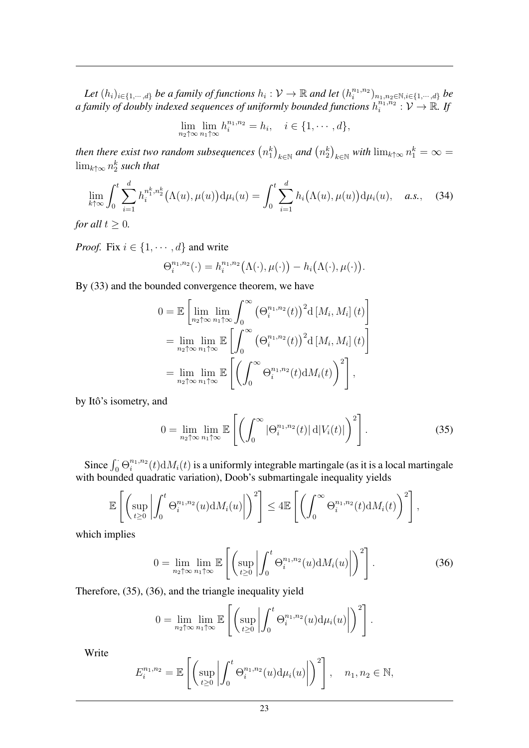*Let $(h_i)_{i\in\{1,\cdots,d\}}$ be a family of functions $h_i : \mathcal{V} \to \mathbb{R}$ and let $(h_i^{n_1,n_2})_{n_1,n_2\in\mathbb{N},i\in\{1,\cdots,d\}}$ be a family of doubly indexed sequences of uniformly bounded functions $h_i^{n_1,n_2} : \mathcal{V} \to \mathbb{R}$. If*

$$\lim_{n_2\uparrow\infty}\lim_{n_1\uparrow\infty} h_i^{n_1,n_2} = h_i, \quad i \in \{1,\cdots,d\},$$

*then there exist two random subsequences $\left(n_1^k\right)_{k\in\mathbb{N}}$ and $\left(n_2^k\right)_{k\in\mathbb{N}}$ with $\lim_{k\uparrow\infty} n_1^k = \infty = \lim_{k\uparrow\infty} n_2^k$ such that*

$$\lim_{k\uparrow\infty}\int_0^t \sum_{i=1}^d h_i^{n_1^k,n_2^k}\big(\Lambda(u),\mu(u)\big)\mathrm{d}\mu_i(u) = \int_0^t \sum_{i=1}^d h_i\big(\Lambda(u),\mu(u)\big)\mathrm{d}\mu_i(u), \quad \textit{a.s.}, \tag{34}$$

*for all $t \geq 0$.*

*Proof.* Fix $i \in \{1,\cdots,d\}$ and write

$$\Theta_i^{n_1,n_2}(\cdot) = h_i^{n_1,n_2}\big(\Lambda(\cdot),\mu(\cdot)\big) - h_i\big(\Lambda(\cdot),\mu(\cdot)\big).$$

By (33) and the bounded convergence theorem, we have

$$\begin{aligned}
0 &= \mathbb{E}\left[\lim_{n_2\uparrow\infty}\lim_{n_1\uparrow\infty}\int_0^\infty \left(\Theta_i^{n_1,n_2}(t)\right)^2 \mathrm{d}\left[M_i,M_i\right](t)\right] \\
&= \lim_{n_2\uparrow\infty}\lim_{n_1\uparrow\infty}\mathbb{E}\left[\int_0^\infty \left(\Theta_i^{n_1,n_2}(t)\right)^2 \mathrm{d}\left[M_i,M_i\right](t)\right] \\
&= \lim_{n_2\uparrow\infty}\lim_{n_1\uparrow\infty}\mathbb{E}\left[\left(\int_0^\infty \Theta_i^{n_1,n_2}(t)\mathrm{d}M_i(t)\right)^2\right],
\end{aligned}$$

by Itô's isometry, and

$$0 = \lim_{n_2\uparrow\infty}\lim_{n_1\uparrow\infty}\mathbb{E}\left[\left(\int_0^\infty \left|\Theta_i^{n_1,n_2}(t)\right|\mathrm{d}|V_i(t)|\right)^2\right]. \tag{35}$$

Since $\int_0^\cdot \Theta_i^{n_1,n_2}(t)\mathrm{d}M_i(t)$ is a uniformly integrable martingale (as it is a local martingale with bounded quadratic variation), Doob's submartingale inequality yields

$$\mathbb{E}\left[\left(\sup_{t\geq 0}\left|\int_0^t \Theta_i^{n_1,n_2}(u)\mathrm{d}M_i(u)\right|\right)^2\right] \leq 4\mathbb{E}\left[\left(\int_0^\infty \Theta_i^{n_1,n_2}(t)\mathrm{d}M_i(t)\right)^2\right],$$

which implies

$$0 = \lim_{n_2\uparrow\infty}\lim_{n_1\uparrow\infty}\mathbb{E}\left[\left(\sup_{t\geq 0}\left|\int_0^t \Theta_i^{n_1,n_2}(u)\mathrm{d}M_i(u)\right|\right)^2\right]. \tag{36}$$

Therefore, (35), (36), and the triangle inequality yield

$$0 = \lim_{n_2\uparrow\infty}\lim_{n_1\uparrow\infty}\mathbb{E}\left[\left(\sup_{t\geq 0}\left|\int_0^t \Theta_i^{n_1,n_2}(u)\mathrm{d}\mu_i(u)\right|\right)^2\right].$$

Write

$$E_i^{n_1,n_2} = \mathbb{E}\left[\left(\sup_{t\geq 0}\left|\int_0^t \Theta_i^{n_1,n_2}(u)\mathrm{d}\mu_i(u)\right|\right)^2\right], \quad n_1,n_2 \in \mathbb{N},$$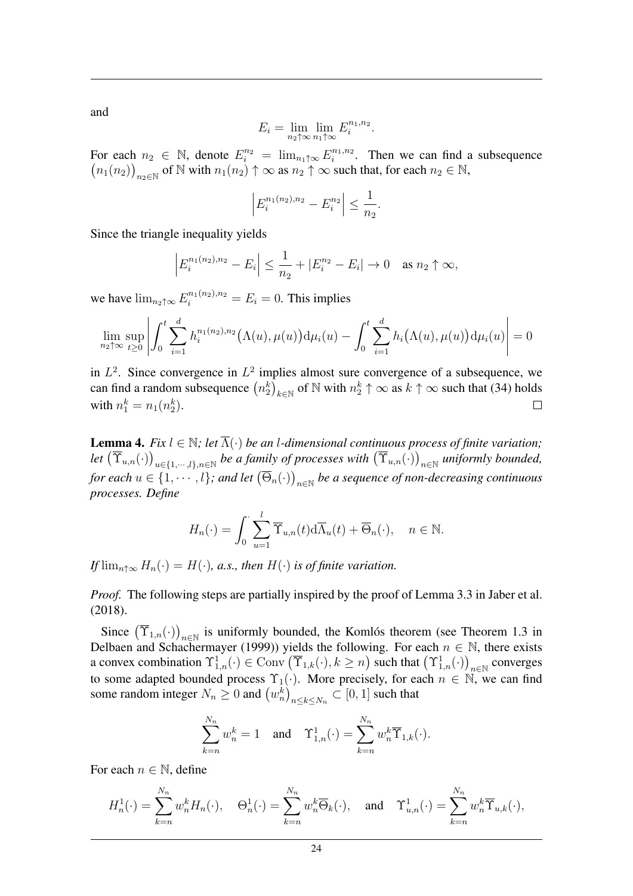and

$$E_i = \lim_{n_2 \uparrow \infty} \lim_{n_1 \uparrow \infty} E_i^{n_1, n_2}.$$

For each $n_2 \in \mathbb{N}$, denote $E_i^{n_2} = \lim_{n_1 \uparrow \infty} E_i^{n_1, n_2}$. Then we can find a subsequence $\big(n_1(n_2)\big)_{n_2 \in \mathbb{N}}$ of $\mathbb{N}$ with $n_1(n_2) \uparrow \infty$ as $n_2 \uparrow \infty$ such that, for each $n_2 \in \mathbb{N}$,

$$\left| E_i^{n_1(n_2), n_2} - E_i^{n_2} \right| \leq \frac{1}{n_2}.$$

Since the triangle inequality yields

$$\left| E_i^{n_1(n_2), n_2} - E_i \right| \leq \frac{1}{n_2} + |E_i^{n_2} - E_i| \to 0 \quad \text{as } n_2 \uparrow \infty,$$

we have $\lim_{n_2 \uparrow \infty} E_i^{n_1(n_2), n_2} = E_i = 0$. This implies

$$\lim_{n_2 \uparrow \infty} \sup_{t \geq 0} \left| \int_0^t \sum_{i=1}^d h_i^{n_1(n_2), n_2}\big(\Lambda(u), \mu(u)\big) \mathrm{d}\mu_i(u) - \int_0^t \sum_{i=1}^d h_i\big(\Lambda(u), \mu(u)\big) \mathrm{d}\mu_i(u) \right| = 0$$

in $L^2$. Since convergence in $L^2$ implies almost sure convergence of a subsequence, we can find a random subsequence $\big(n_2^k\big)_{k \in \mathbb{N}}$ of $\mathbb{N}$ with $n_2^k \uparrow \infty$ as $k \uparrow \infty$ such that (34) holds with $n_1^k = n_1(n_2^k)$. □

**Lemma 4.** *Fix $l \in \mathbb{N}$; let $\overline{\Lambda}(\cdot)$ be an $l$-dimensional continuous process of finite variation; let $\big(\overline{\Upsilon}_{u,n}(\cdot)\big)_{u \in \{1, \cdots, l\}, n \in \mathbb{N}}$ be a family of processes with $\big(\overline{\Upsilon}_{u,n}(\cdot)\big)_{n \in \mathbb{N}}$ uniformly bounded, for each $u \in \{1, \cdots, l\}$; and let $\big(\overline{\Theta}_n(\cdot)\big)_{n \in \mathbb{N}}$ be a sequence of non-decreasing continuous processes. Define*

$$H_n(\cdot) = \int_0^\cdot \sum_{u=1}^l \overline{\Upsilon}_{u,n}(t) \mathrm{d}\overline{\Lambda}_u(t) + \overline{\Theta}_n(\cdot), \quad n \in \mathbb{N}.$$

*If $\lim_{n \uparrow \infty} H_n(\cdot) = H(\cdot)$, a.s., then $H(\cdot)$ is of finite variation.*

*Proof.* The following steps are partially inspired by the proof of Lemma 3.3 in Jaber et al. (2018).

Since $\big(\overline{\Upsilon}_{1,n}(\cdot)\big)_{n \in \mathbb{N}}$ is uniformly bounded, the Komlós theorem (see Theorem 1.3 in Delbaen and Schachermayer (1999)) yields the following. For each $n \in \mathbb{N}$, there exists a convex combination $\Upsilon_{1,n}^1(\cdot) \in \operatorname{Conv}\big(\overline{\Upsilon}_{1,k}(\cdot), k \geq n\big)$ such that $\big(\Upsilon_{1,n}^1(\cdot)\big)_{n \in \mathbb{N}}$ converges to some adapted bounded process $\Upsilon_1(\cdot)$. More precisely, for each $n \in \mathbb{N}$, we can find some random integer $N_n \geq 0$ and $\big(w_n^k\big)_{n \leq k \leq N_n} \subset [0,1]$ such that

$$\sum_{k=n}^{N_n} w_n^k = 1 \quad \text{and} \quad \Upsilon_{1,n}^1(\cdot) = \sum_{k=n}^{N_n} w_n^k \overline{\Upsilon}_{1,k}(\cdot).$$

For each $n \in \mathbb{N}$, define

$$H_n^1(\cdot) = \sum_{k=n}^{N_n} w_n^k H_n(\cdot), \quad \Theta_n^1(\cdot) = \sum_{k=n}^{N_n} w_n^k \overline{\Theta}_k(\cdot), \quad \text{and} \quad \Upsilon_{u,n}^1(\cdot) = \sum_{k=n}^{N_n} w_n^k \overline{\Upsilon}_{u,k}(\cdot),$$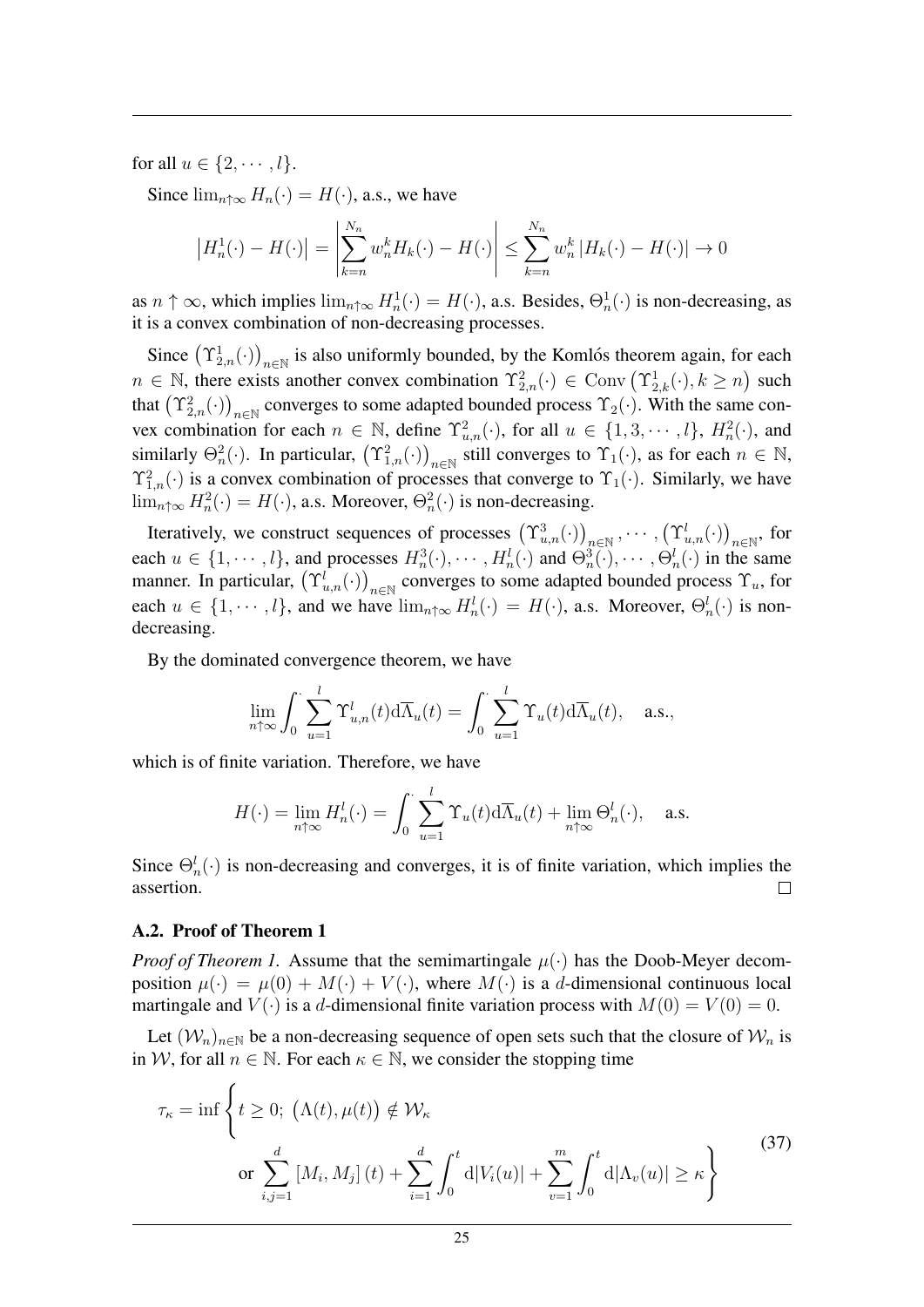for all $u \in \{2, \cdots, l\}$.

Since $\lim_{n\uparrow\infty} H_n(\cdot) = H(\cdot)$, a.s., we have

$$\left|H_n^1(\cdot) - H(\cdot)\right| = \left|\sum_{k=n}^{N_n} w_n^k H_k(\cdot) - H(\cdot)\right| \le \sum_{k=n}^{N_n} w_n^k \left|H_k(\cdot) - H(\cdot)\right| \to 0$$

as $n \uparrow \infty$, which implies $\lim_{n\uparrow\infty} H_n^1(\cdot) = H(\cdot)$, a.s. Besides, $\Theta_n^1(\cdot)$ is non-decreasing, as it is a convex combination of non-decreasing processes.

Since $\left(\Upsilon_{2,n}^1(\cdot)\right)_{n\in\mathbb{N}}$ is also uniformly bounded, by the Komlós theorem again, for each $n \in \mathbb{N}$, there exists another convex combination $\Upsilon_{2,n}^2(\cdot) \in \mathrm{Conv}\left(\Upsilon_{2,k}^1(\cdot), k \ge n\right)$ such that $\left(\Upsilon_{2,n}^2(\cdot)\right)_{n\in\mathbb{N}}$ converges to some adapted bounded process $\Upsilon_2(\cdot)$. With the same convex combination for each $n \in \mathbb{N}$, define $\Upsilon_{u,n}^2(\cdot)$, for all $u \in \{1, 3, \cdots, l\}$, $H_n^2(\cdot)$, and similarly $\Theta_n^2(\cdot)$. In particular, $\left(\Upsilon_{1,n}^2(\cdot)\right)_{n\in\mathbb{N}}$ still converges to $\Upsilon_1(\cdot)$, as for each $n \in \mathbb{N}$, $\Upsilon_{1,n}^2(\cdot)$ is a convex combination of processes that converge to $\Upsilon_1(\cdot)$. Similarly, we have $\lim_{n\uparrow\infty} H_n^2(\cdot) = H(\cdot)$, a.s. Moreover, $\Theta_n^2(\cdot)$ is non-decreasing.

Iteratively, we construct sequences of processes $\left(\Upsilon_{u,n}^3(\cdot)\right)_{n\in\mathbb{N}}, \cdots, \left(\Upsilon_{u,n}^l(\cdot)\right)_{n\in\mathbb{N}}$, for each $u \in \{1, \cdots, l\}$, and processes $H_n^3(\cdot), \cdots, H_n^l(\cdot)$ and $\Theta_n^3(\cdot), \cdots, \Theta_n^l(\cdot)$ in the same manner. In particular, $\left(\Upsilon_{u,n}^l(\cdot)\right)_{n\in\mathbb{N}}$ converges to some adapted bounded process $\Upsilon_u$, for each $u \in \{1, \cdots, l\}$, and we have $\lim_{n\uparrow\infty} H_n^l(\cdot) = H(\cdot)$, a.s. Moreover, $\Theta_n^l(\cdot)$ is non-decreasing.

By the dominated convergence theorem, we have

$$\lim_{n\uparrow\infty} \int_0^\cdot \sum_{u=1}^{l} \Upsilon_{u,n}^l(t) \mathrm{d}\overline{\Lambda}_u(t) = \int_0^\cdot \sum_{u=1}^{l} \Upsilon_u(t) \mathrm{d}\overline{\Lambda}_u(t), \quad \text{a.s.},$$

which is of finite variation. Therefore, we have

$$H(\cdot) = \lim_{n\uparrow\infty} H_n^l(\cdot) = \int_0^\cdot \sum_{u=1}^{l} \Upsilon_u(t) \mathrm{d}\overline{\Lambda}_u(t) + \lim_{n\uparrow\infty} \Theta_n^l(\cdot), \quad \text{a.s.}$$

Since $\Theta_n^l(\cdot)$ is non-decreasing and converges, it is of finite variation, which implies the assertion. □

### A.2. Proof of Theorem 1

*Proof of Theorem 1.* Assume that the semimartingale $\mu(\cdot)$ has the Doob-Meyer decomposition $\mu(\cdot) = \mu(0) + M(\cdot) + V(\cdot)$, where $M(\cdot)$ is a $d$-dimensional continuous local martingale and $V(\cdot)$ is a $d$-dimensional finite variation process with $M(0) = V(0) = 0$.

Let $(\mathcal{W}_n)_{n\in\mathbb{N}}$ be a non-decreasing sequence of open sets such that the closure of $\mathcal{W}_n$ is in $\mathcal{W}$, for all $n \in \mathbb{N}$. For each $\kappa \in \mathbb{N}$, we consider the stopping time

$$\begin{aligned}\tau_\kappa = \inf \Bigg\{ t \ge 0;\ &\big(\Lambda(t), \mu(t)\big) \notin \mathcal{W}_\kappa \\ &\text{or } \sum_{i,j=1}^{d} \left[M_i, M_j\right](t) + \sum_{i=1}^{d} \int_0^t \mathrm{d}|V_i(u)| + \sum_{v=1}^{m} \int_0^t \mathrm{d}|\Lambda_v(u)| \ge \kappa \Bigg\}\end{aligned} \tag{37}$$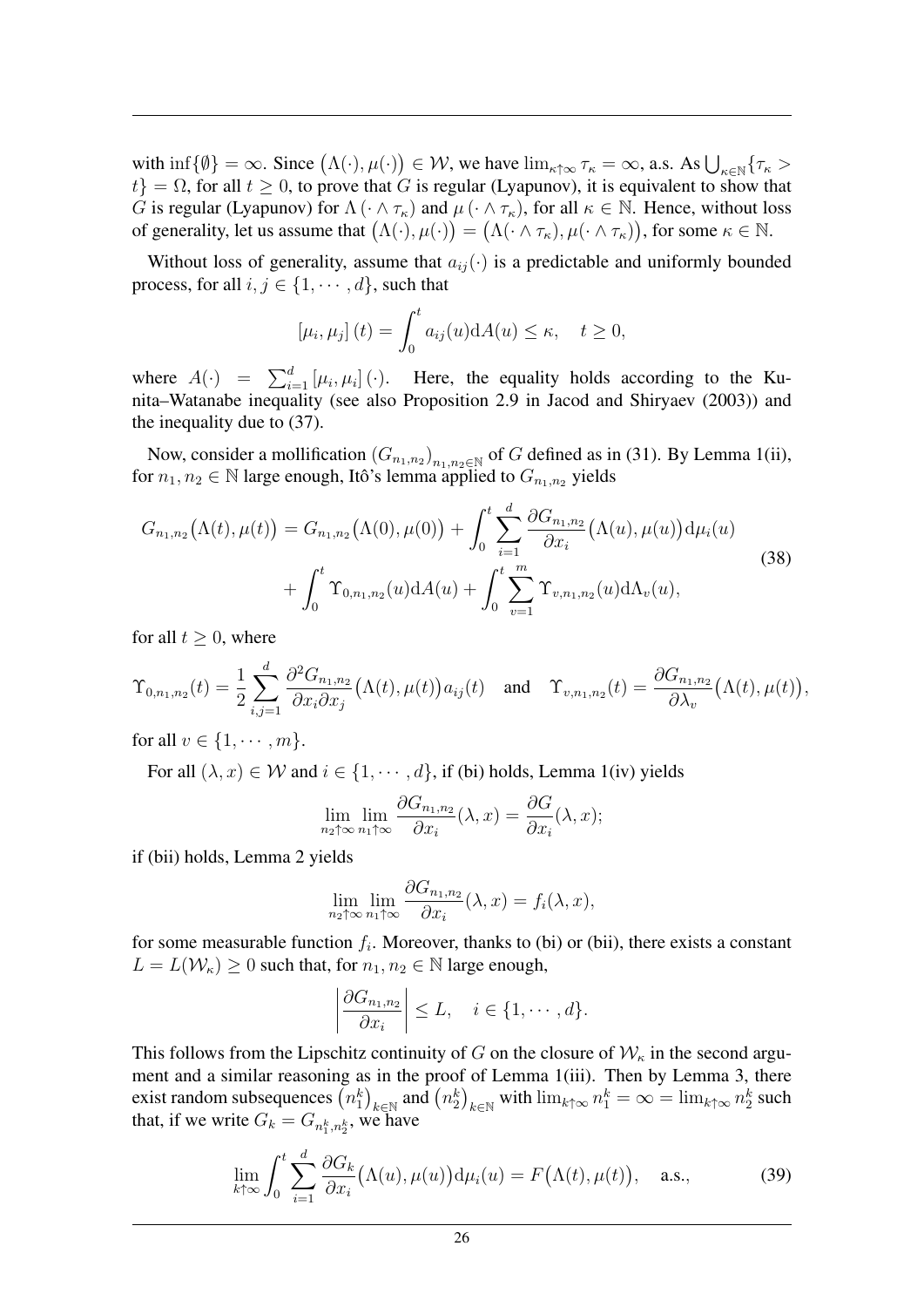with $\inf\{\emptyset\} = \infty$. Since $\big(\Lambda(\cdot), \mu(\cdot)\big) \in \mathcal{W}$, we have $\lim_{\kappa\uparrow\infty} \tau_\kappa = \infty$, a.s. As $\bigcup_{\kappa\in\mathbb{N}}\{\tau_\kappa > t\} = \Omega$, for all $t \geq 0$, to prove that $G$ is regular (Lyapunov), it is equivalent to show that $G$ is regular (Lyapunov) for $\Lambda(\cdot \wedge \tau_\kappa)$ and $\mu(\cdot \wedge \tau_\kappa)$, for all $\kappa \in \mathbb{N}$. Hence, without loss of generality, let us assume that $\big(\Lambda(\cdot), \mu(\cdot)\big) = \big(\Lambda(\cdot \wedge \tau_\kappa), \mu(\cdot \wedge \tau_\kappa)\big)$, for some $\kappa \in \mathbb{N}$.

Without loss of generality, assume that $a_{ij}(\cdot)$ is a predictable and uniformly bounded process, for all $i, j \in \{1, \cdots, d\}$, such that

$$[\mu_i, \mu_j](t) = \int_0^t a_{ij}(u)\mathrm{d}A(u) \leq \kappa, \quad t \geq 0,$$

where $A(\cdot) = \sum_{i=1}^d [\mu_i, \mu_i](\cdot)$. Here, the equality holds according to the Kunita–Watanabe inequality (see also Proposition 2.9 in Jacod and Shiryaev (2003)) and the inequality due to (37).

Now, consider a mollification $(G_{n_1,n_2})_{n_1,n_2\in\mathbb{N}}$ of $G$ defined as in (31). By Lemma 1(ii), for $n_1, n_2 \in \mathbb{N}$ large enough, Itô's lemma applied to $G_{n_1,n_2}$ yields

$$\begin{aligned} G_{n_1,n_2}\big(\Lambda(t), \mu(t)\big) = G_{n_1,n_2}\big(\Lambda(0), \mu(0)\big) + \int_0^t \sum_{i=1}^d \frac{\partial G_{n_1,n_2}}{\partial x_i}\big(\Lambda(u), \mu(u)\big)\mathrm{d}\mu_i(u) \\ + \int_0^t \Upsilon_{0,n_1,n_2}(u)\mathrm{d}A(u) + \int_0^t \sum_{v=1}^m \Upsilon_{v,n_1,n_2}(u)\mathrm{d}\Lambda_v(u), \end{aligned} \tag{38}$$

for all $t \geq 0$, where

$$\Upsilon_{0,n_1,n_2}(t) = \frac{1}{2}\sum_{i,j=1}^d \frac{\partial^2 G_{n_1,n_2}}{\partial x_i \partial x_j}\big(\Lambda(t), \mu(t)\big)a_{ij}(t) \quad \text{and} \quad \Upsilon_{v,n_1,n_2}(t) = \frac{\partial G_{n_1,n_2}}{\partial \lambda_v}\big(\Lambda(t), \mu(t)\big),$$

for all $v \in \{1, \cdots, m\}$.

For all $(\lambda, x) \in \mathcal{W}$ and $i \in \{1, \cdots, d\}$, if (bi) holds, Lemma 1(iv) yields

$$\lim_{n_2\uparrow\infty}\lim_{n_1\uparrow\infty} \frac{\partial G_{n_1,n_2}}{\partial x_i}(\lambda, x) = \frac{\partial G}{\partial x_i}(\lambda, x);$$

if (bii) holds, Lemma 2 yields

$$\lim_{n_2\uparrow\infty}\lim_{n_1\uparrow\infty} \frac{\partial G_{n_1,n_2}}{\partial x_i}(\lambda, x) = f_i(\lambda, x),$$

for some measurable function $f_i$. Moreover, thanks to (bi) or (bii), there exists a constant $L = L(\mathcal{W}_\kappa) \geq 0$ such that, for $n_1, n_2 \in \mathbb{N}$ large enough,

$$\left|\frac{\partial G_{n_1,n_2}}{\partial x_i}\right| \leq L, \quad i \in \{1, \cdots, d\}.$$

This follows from the Lipschitz continuity of $G$ on the closure of $\mathcal{W}_\kappa$ in the second argument and a similar reasoning as in the proof of Lemma 1(iii). Then by Lemma 3, there exist random subsequences $\big(n_1^k\big)_{k\in\mathbb{N}}$ and $\big(n_2^k\big)_{k\in\mathbb{N}}$ with $\lim_{k\uparrow\infty} n_1^k = \infty = \lim_{k\uparrow\infty} n_2^k$ such that, if we write $G_k = G_{n_1^k,n_2^k}$, we have

$$\lim_{k\uparrow\infty}\int_0^t \sum_{i=1}^d \frac{\partial G_k}{\partial x_i}\big(\Lambda(u), \mu(u)\big)\mathrm{d}\mu_i(u) = F\big(\Lambda(t), \mu(t)\big), \quad \text{a.s.,} \tag{39}$$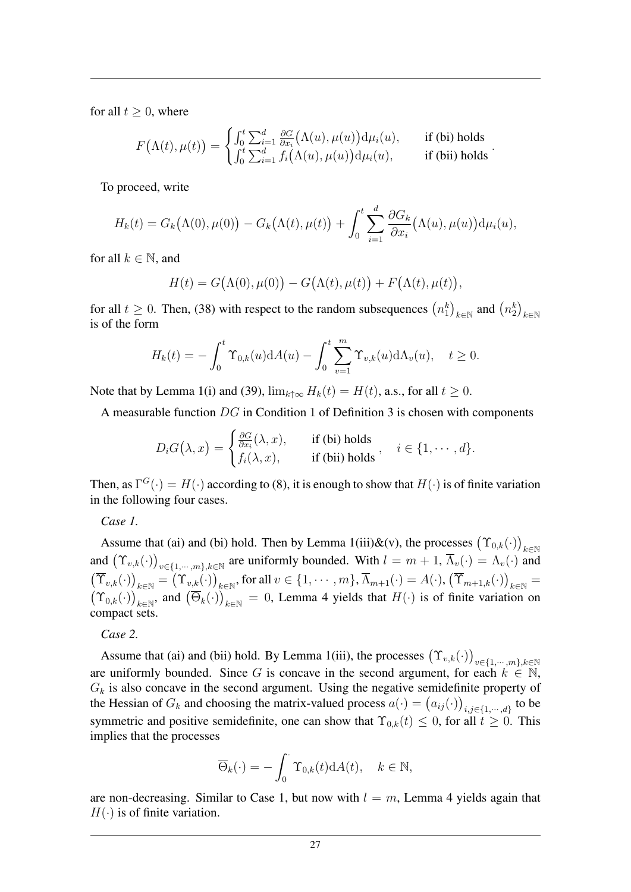for all $t \geq 0$, where

$$F\big(\Lambda(t), \mu(t)\big) = \begin{cases} \int_0^t \sum_{i=1}^d \frac{\partial G}{\partial x_i}\big(\Lambda(u), \mu(u)\big)\mathrm{d}\mu_i(u), & \text{if (bi) holds} \\ \int_0^t \sum_{i=1}^d f_i\big(\Lambda(u), \mu(u)\big)\mathrm{d}\mu_i(u), & \text{if (bii) holds} \end{cases}.$$

To proceed, write

$$H_k(t) = G_k\big(\Lambda(0), \mu(0)\big) - G_k\big(\Lambda(t), \mu(t)\big) + \int_0^t \sum_{i=1}^d \frac{\partial G_k}{\partial x_i}\big(\Lambda(u), \mu(u)\big)\mathrm{d}\mu_i(u),$$

for all $k \in \mathbb{N}$, and

$$H(t) = G\big(\Lambda(0), \mu(0)\big) - G\big(\Lambda(t), \mu(t)\big) + F\big(\Lambda(t), \mu(t)\big),$$

for all $t \geq 0$. Then, (38) with respect to the random subsequences $\left(n_1^k\right)_{k\in\mathbb{N}}$ and $\left(n_2^k\right)_{k\in\mathbb{N}}$ is of the form

$$H_k(t) = -\int_0^t \Upsilon_{0,k}(u)\mathrm{d}A(u) - \int_0^t \sum_{v=1}^m \Upsilon_{v,k}(u)\mathrm{d}\Lambda_v(u), \quad t \geq 0.$$

Note that by Lemma 1(i) and (39), $\lim_{k\uparrow\infty} H_k(t) = H(t)$, a.s., for all $t \geq 0$.

A measurable function $DG$ in Condition 1 of Definition 3 is chosen with components

$$D_i G\big(\lambda, x\big) = \begin{cases} \frac{\partial G}{\partial x_i}(\lambda, x), & \text{if (bi) holds} \\ f_i(\lambda, x), & \text{if (bii) holds} \end{cases}, \quad i \in \{1, \cdots, d\}.$$

Then, as $\Gamma^G(\cdot) = H(\cdot)$ according to (8), it is enough to show that $H(\cdot)$ is of finite variation in the following four cases.

*Case 1.*

Assume that (ai) and (bi) hold. Then by Lemma 1(iii)&(v), the processes $\big(\Upsilon_{0,k}(\cdot)\big)_{k\in\mathbb{N}}$ and $\big(\Upsilon_{v,k}(\cdot)\big)_{v\in\{1,\cdots,m\},k\in\mathbb{N}}$ are uniformly bounded. With $l = m+1$, $\overline{\Lambda}_v(\cdot) = \Lambda_v(\cdot)$ and $\big(\overline{\Upsilon}_{v,k}(\cdot)\big)_{k\in\mathbb{N}} = \big(\Upsilon_{v,k}(\cdot)\big)_{k\in\mathbb{N}}$, for all $v \in \{1, \cdots, m\}$, $\overline{\Lambda}_{m+1}(\cdot) = A(\cdot)$, $\big(\overline{\Upsilon}_{m+1,k}(\cdot)\big)_{k\in\mathbb{N}} = \big(\Upsilon_{0,k}(\cdot)\big)_{k\in\mathbb{N}}$, and $\big(\overline{\Theta}_k(\cdot)\big)_{k\in\mathbb{N}} = 0$, Lemma 4 yields that $H(\cdot)$ is of finite variation on compact sets.

*Case 2.*

Assume that (ai) and (bii) hold. By Lemma 1(iii), the processes $\big(\Upsilon_{v,k}(\cdot)\big)_{v\in\{1,\cdots,m\},k\in\mathbb{N}}$ are uniformly bounded. Since $G$ is concave in the second argument, for each $k \in \mathbb{N}$, $G_k$ is also concave in the second argument. Using the negative semidefinite property of the Hessian of $G_k$ and choosing the matrix-valued process $a(\cdot) = \big(a_{ij}(\cdot)\big)_{i,j\in\{1,\cdots,d\}}$ to be symmetric and positive semidefinite, one can show that $\Upsilon_{0,k}(t) \leq 0$, for all $t \geq 0$. This implies that the processes

$$\overline{\Theta}_k(\cdot) = -\int_0^{\cdot} \Upsilon_{0,k}(t)\mathrm{d}A(t), \quad k \in \mathbb{N},$$

are non-decreasing. Similar to Case 1, but now with $l = m$, Lemma 4 yields again that $H(\cdot)$ is of finite variation.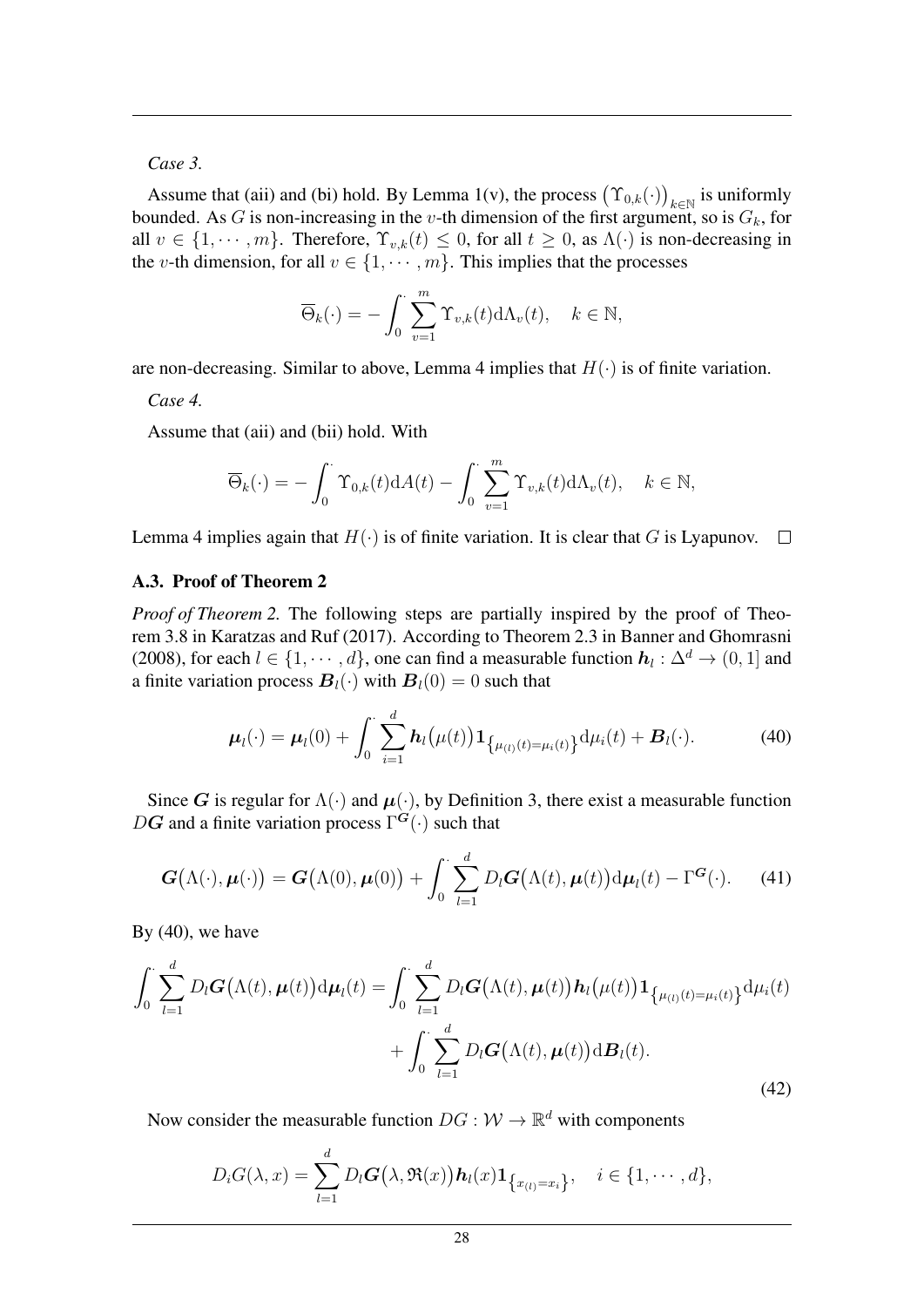*Case 3.*

Assume that (aii) and (bi) hold. By Lemma 1(v), the process $\left(\Upsilon_{0,k}(\cdot)\right)_{k\in\mathbb{N}}$ is uniformly bounded. As $G$ is non-increasing in the $v$-th dimension of the first argument, so is $G_k$, for all $v \in \{1, \cdots, m\}$. Therefore, $\Upsilon_{v,k}(t) \le 0$, for all $t \ge 0$, as $\Lambda(\cdot)$ is non-decreasing in the $v$-th dimension, for all $v \in \{1, \cdots, m\}$. This implies that the processes

$$
\overline{\Theta}_k(\cdot) = -\int_0^{\cdot} \sum_{v=1}^{m} \Upsilon_{v,k}(t) \mathrm{d}\Lambda_v(t), \quad k \in \mathbb{N},
$$

are non-decreasing. Similar to above, Lemma 4 implies that $H(\cdot)$ is of finite variation.

*Case 4.*

Assume that (aii) and (bii) hold. With

$$
\overline{\Theta}_k(\cdot) = -\int_0^{\cdot} \Upsilon_{0,k}(t) \mathrm{d}A(t) - \int_0^{\cdot} \sum_{v=1}^{m} \Upsilon_{v,k}(t) \mathrm{d}\Lambda_v(t), \quad k \in \mathbb{N},
$$

Lemma 4 implies again that $H(\cdot)$ is of finite variation. It is clear that $G$ is Lyapunov. $\square$

### A.3. Proof of Theorem 2

*Proof of Theorem 2.* The following steps are partially inspired by the proof of Theorem 3.8 in Karatzas and Ruf (2017). According to Theorem 2.3 in Banner and Ghomrasni (2008), for each $l \in \{1, \cdots, d\}$, one can find a measurable function $\boldsymbol{h}_l : \Delta^d \to (0, 1]$ and a finite variation process $\boldsymbol{B}_l(\cdot)$ with $\boldsymbol{B}_l(0) = 0$ such that

$$
\boldsymbol{\mu}_l(\cdot) = \boldsymbol{\mu}_l(0) + \int_0^{\cdot} \sum_{i=1}^{d} \boldsymbol{h}_l\big(\mu(t)\big) \mathbf{1}_{\left\{\mu_{(l)}(t) = \mu_i(t)\right\}} \mathrm{d}\mu_i(t) + \boldsymbol{B}_l(\cdot). \tag{40}
$$

Since $\boldsymbol{G}$ is regular for $\Lambda(\cdot)$ and $\boldsymbol{\mu}(\cdot)$, by Definition 3, there exist a measurable function $D\boldsymbol{G}$ and a finite variation process $\Gamma^{\boldsymbol{G}}(\cdot)$ such that

$$
\boldsymbol{G}\big(\Lambda(\cdot), \boldsymbol{\mu}(\cdot)\big) = \boldsymbol{G}\big(\Lambda(0), \boldsymbol{\mu}(0)\big) + \int_0^{\cdot} \sum_{l=1}^{d} D_l \boldsymbol{G}\big(\Lambda(t), \boldsymbol{\mu}(t)\big) \mathrm{d}\boldsymbol{\mu}_l(t) - \Gamma^{\boldsymbol{G}}(\cdot). \tag{41}
$$

By (40), we have

$$
\begin{aligned}
\int_0^{\cdot} \sum_{l=1}^{d} D_l \boldsymbol{G}\big(\Lambda(t), \boldsymbol{\mu}(t)\big) \mathrm{d}\boldsymbol{\mu}_l(t) = &\int_0^{\cdot} \sum_{l=1}^{d} D_l \boldsymbol{G}\big(\Lambda(t), \boldsymbol{\mu}(t)\big) \boldsymbol{h}_l\big(\mu(t)\big) \mathbf{1}_{\left\{\mu_{(l)}(t) = \mu_i(t)\right\}} \mathrm{d}\mu_i(t) \\
&+ \int_0^{\cdot} \sum_{l=1}^{d} D_l \boldsymbol{G}\big(\Lambda(t), \boldsymbol{\mu}(t)\big) \mathrm{d}\boldsymbol{B}_l(t).
\end{aligned} \tag{42}
$$

Now consider the measurable function $DG : \mathcal{W} \to \mathbb{R}^d$ with components

$$
D_i G(\lambda, x) = \sum_{l=1}^{d} D_l \boldsymbol{G}\big(\lambda, \mathfrak{R}(x)\big) \boldsymbol{h}_l(x) \mathbf{1}_{\left\{x_{(l)} = x_i\right\}}, \quad i \in \{1, \cdots, d\},
$$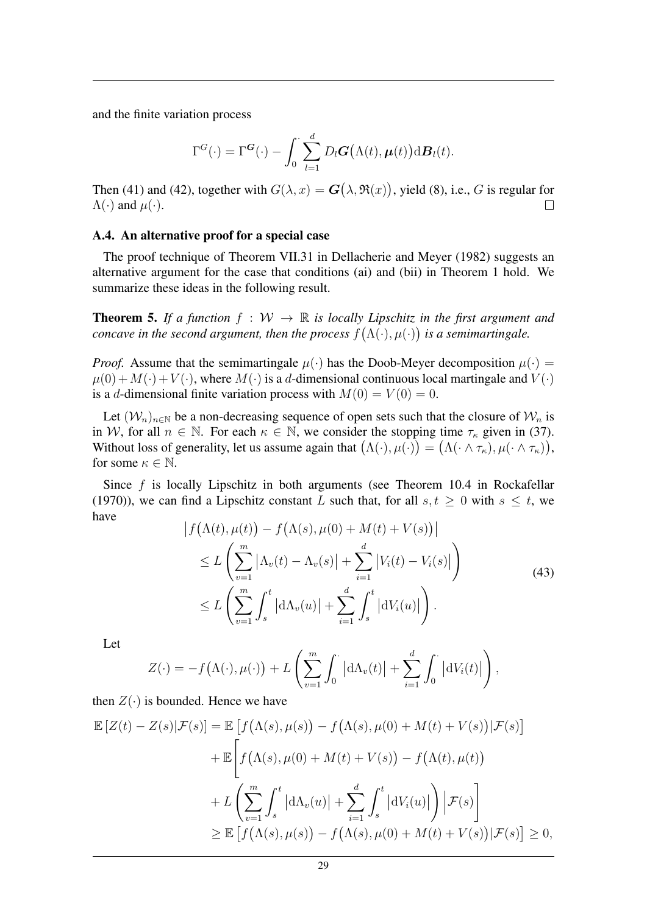and the finite variation process

$$
\Gamma^G(\cdot) = \Gamma^{\boldsymbol{G}}(\cdot) - \int_0^{\cdot} \sum_{l=1}^{d} D_l \boldsymbol{G}\big(\Lambda(t), \boldsymbol{\mu}(t)\big) \mathrm{d}\boldsymbol{B}_l(t).
$$

Then (41) and (42), together with $G(\lambda, x) = \boldsymbol{G}\big(\lambda, \mathfrak{R}(x)\big)$, yield (8), i.e., $G$ is regular for $\Lambda(\cdot)$ and $\mu(\cdot)$. $\square$

### A.4. An alternative proof for a special case

The proof technique of Theorem VII.31 in Dellacherie and Meyer (1982) suggests an alternative argument for the case that conditions (ai) and (bii) in Theorem 1 hold. We summarize these ideas in the following result.

**Theorem 5.** *If a function $f : \mathcal{W} \to \mathbb{R}$ is locally Lipschitz in the first argument and concave in the second argument, then the process $f\big(\Lambda(\cdot), \mu(\cdot)\big)$ is a semimartingale.*

*Proof.* Assume that the semimartingale $\mu(\cdot)$ has the Doob-Meyer decomposition $\mu(\cdot) = \mu(0) + M(\cdot) + V(\cdot)$, where $M(\cdot)$ is a $d$-dimensional continuous local martingale and $V(\cdot)$ is a $d$-dimensional finite variation process with $M(0) = V(0) = 0$.

Let $(\mathcal{W}_n)_{n \in \mathbb{N}}$ be a non-decreasing sequence of open sets such that the closure of $\mathcal{W}_n$ is in $\mathcal{W}$, for all $n \in \mathbb{N}$. For each $\kappa \in \mathbb{N}$, we consider the stopping time $\tau_\kappa$ given in (37). Without loss of generality, let us assume again that $\big(\Lambda(\cdot), \mu(\cdot)\big) = \big(\Lambda(\cdot \wedge \tau_\kappa), \mu(\cdot \wedge \tau_\kappa)\big)$, for some $\kappa \in \mathbb{N}$.

Since $f$ is locally Lipschitz in both arguments (see Theorem 10.4 in Rockafellar (1970)), we can find a Lipschitz constant $L$ such that, for all $s, t \geq 0$ with $s \leq t$, we have

$$
\begin{aligned}
&\big| f\big(\Lambda(t), \mu(t)\big) - f\big(\Lambda(s), \mu(0) + M(t) + V(s)\big) \big| \\
&\quad \leq L \left( \sum_{v=1}^{m} \big|\Lambda_v(t) - \Lambda_v(s)\big| + \sum_{i=1}^{d} \big|V_i(t) - V_i(s)\big| \right) \\
&\quad \leq L \left( \sum_{v=1}^{m} \int_s^t \big|\mathrm{d}\Lambda_v(u)\big| + \sum_{i=1}^{d} \int_s^t \big|\mathrm{d}V_i(u)\big| \right).
\end{aligned} \tag{43}
$$

Let

$$
Z(\cdot) = -f\big(\Lambda(\cdot), \mu(\cdot)\big) + L \left( \sum_{v=1}^{m} \int_0^{\cdot} \big|\mathrm{d}\Lambda_v(t)\big| + \sum_{i=1}^{d} \int_0^{\cdot} \big|\mathrm{d}V_i(t)\big| \right),
$$

then $Z(\cdot)$ is bounded. Hence we have

$$
\begin{aligned}
\mathbb{E}\left[Z(t) - Z(s) | \mathcal{F}(s)\right] &= \mathbb{E}\left[ f\big(\Lambda(s), \mu(s)\big) - f\big(\Lambda(s), \mu(0) + M(t) + V(s)\big) | \mathcal{F}(s) \right] \\
&\quad + \mathbb{E}\Bigg[ f\big(\Lambda(s), \mu(0) + M(t) + V(s)\big) - f\big(\Lambda(t), \mu(t)\big) \\
&\quad + L \left( \sum_{v=1}^{m} \int_s^t \big|\mathrm{d}\Lambda_v(u)\big| + \sum_{i=1}^{d} \int_s^t \big|\mathrm{d}V_i(u)\big| \right) \Big| \mathcal{F}(s) \Bigg] \\
&\geq \mathbb{E}\left[ f\big(\Lambda(s), \mu(s)\big) - f\big(\Lambda(s), \mu(0) + M(t) + V(s)\big) | \mathcal{F}(s) \right] \geq 0,
\end{aligned}
$$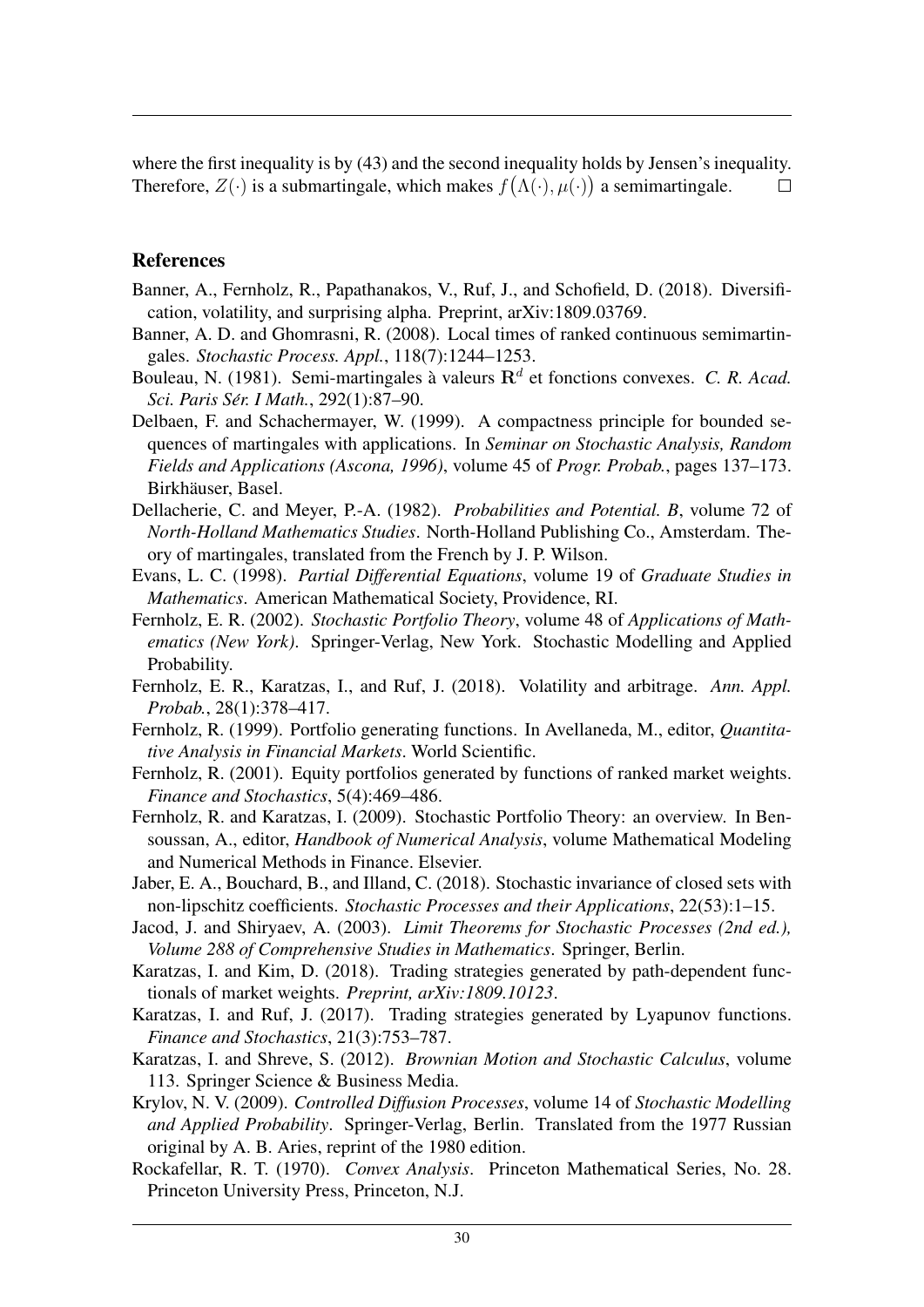where the first inequality is by (43) and the second inequality holds by Jensen's inequality. Therefore, $Z(\cdot)$ is a submartingale, which makes $f\big(\Lambda(\cdot), \mu(\cdot)\big)$ a semimartingale. $\square$

## References

Banner, A., Fernholz, R., Papathanakos, V., Ruf, J., and Schofield, D. (2018). Diversification, volatility, and surprising alpha. Preprint, arXiv:1809.03769.

Banner, A. D. and Ghomrasni, R. (2008). Local times of ranked continuous semimartingales. *Stochastic Process. Appl.*, 118(7):1244–1253.

Bouleau, N. (1981). Semi-martingales à valeurs $\mathbf{R}^d$ et fonctions convexes. *C. R. Acad. Sci. Paris Sér. I Math.*, 292(1):87–90.

Delbaen, F. and Schachermayer, W. (1999). A compactness principle for bounded sequences of martingales with applications. In *Seminar on Stochastic Analysis, Random Fields and Applications (Ascona, 1996)*, volume 45 of *Progr. Probab.*, pages 137–173. Birkhäuser, Basel.

Dellacherie, C. and Meyer, P.-A. (1982). *Probabilities and Potential. B*, volume 72 of *North-Holland Mathematics Studies*. North-Holland Publishing Co., Amsterdam. Theory of martingales, translated from the French by J. P. Wilson.

Evans, L. C. (1998). *Partial Differential Equations*, volume 19 of *Graduate Studies in Mathematics*. American Mathematical Society, Providence, RI.

Fernholz, E. R. (2002). *Stochastic Portfolio Theory*, volume 48 of *Applications of Mathematics (New York)*. Springer-Verlag, New York. Stochastic Modelling and Applied Probability.

Fernholz, E. R., Karatzas, I., and Ruf, J. (2018). Volatility and arbitrage. *Ann. Appl. Probab.*, 28(1):378–417.

Fernholz, R. (1999). Portfolio generating functions. In Avellaneda, M., editor, *Quantitative Analysis in Financial Markets*. World Scientific.

Fernholz, R. (2001). Equity portfolios generated by functions of ranked market weights. *Finance and Stochastics*, 5(4):469–486.

Fernholz, R. and Karatzas, I. (2009). Stochastic Portfolio Theory: an overview. In Bensoussan, A., editor, *Handbook of Numerical Analysis*, volume Mathematical Modeling and Numerical Methods in Finance. Elsevier.

Jaber, E. A., Bouchard, B., and Illand, C. (2018). Stochastic invariance of closed sets with non-lipschitz coefficients. *Stochastic Processes and their Applications*, 22(53):1–15.

Jacod, J. and Shiryaev, A. (2003). *Limit Theorems for Stochastic Processes (2nd ed.), Volume 288 of Comprehensive Studies in Mathematics*. Springer, Berlin.

Karatzas, I. and Kim, D. (2018). Trading strategies generated by path-dependent functionals of market weights. *Preprint, arXiv:1809.10123*.

Karatzas, I. and Ruf, J. (2017). Trading strategies generated by Lyapunov functions. *Finance and Stochastics*, 21(3):753–787.

Karatzas, I. and Shreve, S. (2012). *Brownian Motion and Stochastic Calculus*, volume 113. Springer Science & Business Media.

Krylov, N. V. (2009). *Controlled Diffusion Processes*, volume 14 of *Stochastic Modelling and Applied Probability*. Springer-Verlag, Berlin. Translated from the 1977 Russian original by A. B. Aries, reprint of the 1980 edition.

Rockafellar, R. T. (1970). *Convex Analysis*. Princeton Mathematical Series, No. 28. Princeton University Press, Princeton, N.J.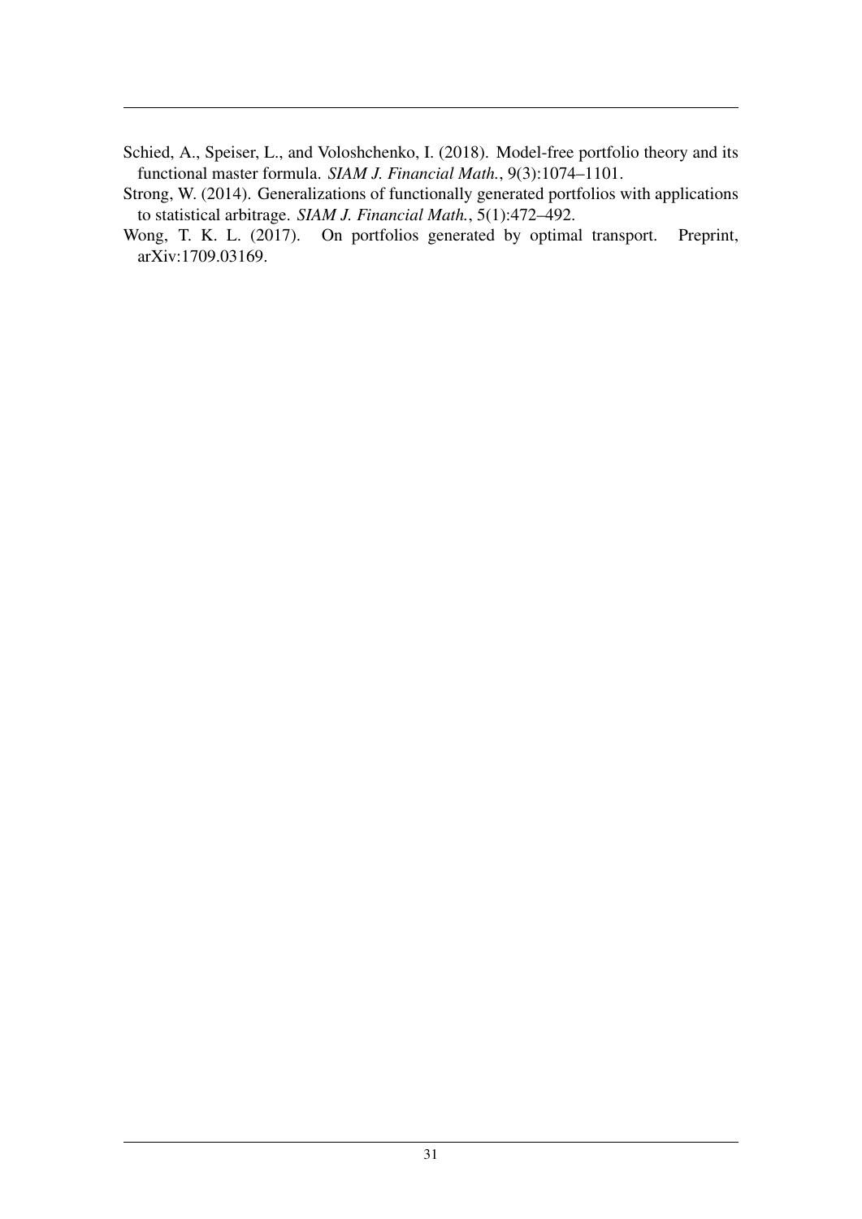Schied, A., Speiser, L., and Voloshchenko, I. (2018). Model-free portfolio theory and its functional master formula. *SIAM J. Financial Math.*, 9(3):1074–1101.

Strong, W. (2014). Generalizations of functionally generated portfolios with applications to statistical arbitrage. *SIAM J. Financial Math.*, 5(1):472–492.

Wong, T. K. L. (2017). On portfolios generated by optimal transport. Preprint, arXiv:1709.03169.